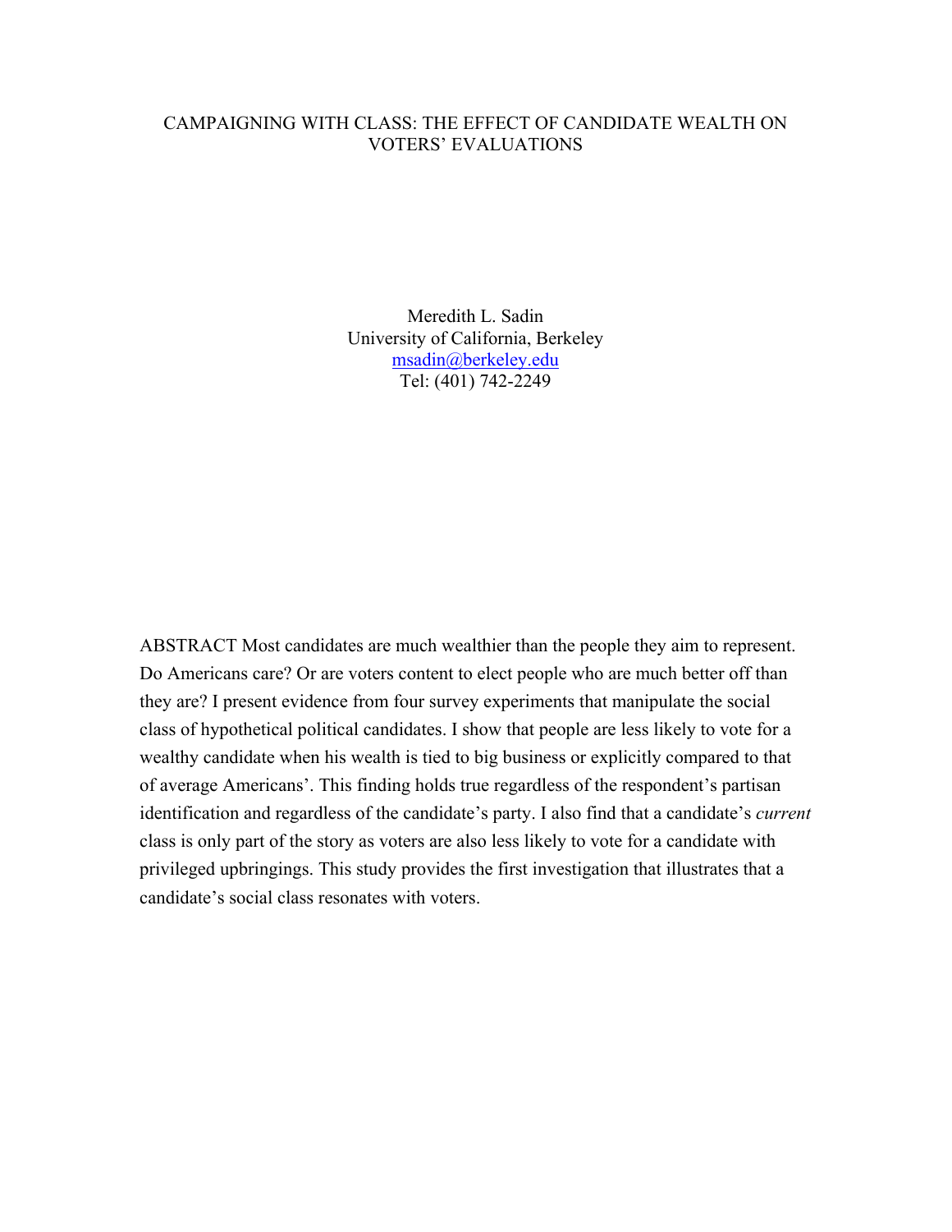# CAMPAIGNING WITH CLASS: THE EFFECT OF CANDIDATE WEALTH ON VOTERS' EVALUATIONS

Meredith L. Sadin
University of California, Berkeley
msadin@berkeley.edu
Tel: (401) 742-2249

ABSTRACT Most candidates are much wealthier than the people they aim to represent. Do Americans care? Or are voters content to elect people who are much better off than they are? I present evidence from four survey experiments that manipulate the social class of hypothetical political candidates. I show that people are less likely to vote for a wealthy candidate when his wealth is tied to big business or explicitly compared to that of average Americans'. This finding holds true regardless of the respondent's partisan identification and regardless of the candidate's party. I also find that a candidate's *current* class is only part of the story as voters are also less likely to vote for a candidate with privileged upbringings. This study provides the first investigation that illustrates that a candidate's social class resonates with voters.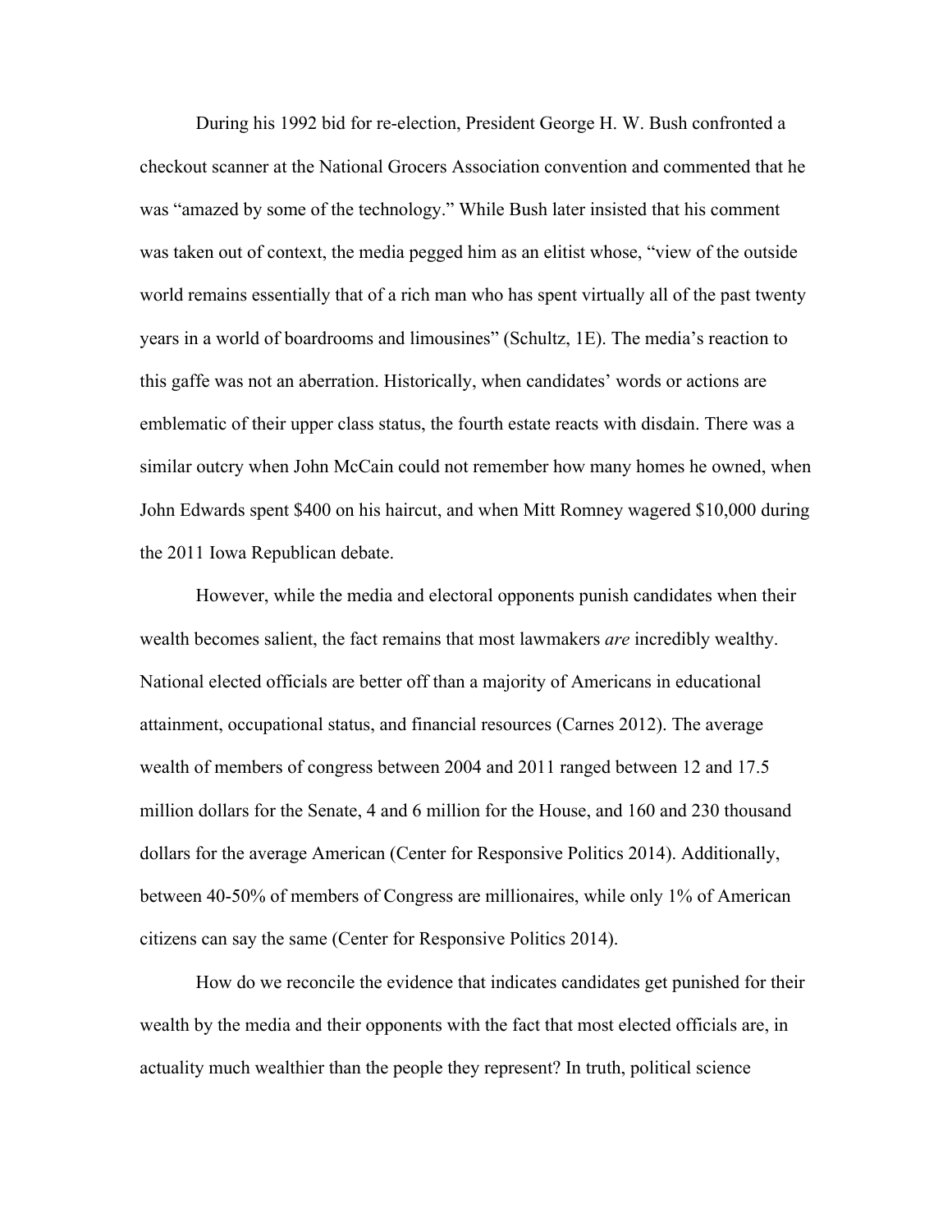During his 1992 bid for re-election, President George H. W. Bush confronted a checkout scanner at the National Grocers Association convention and commented that he was "amazed by some of the technology." While Bush later insisted that his comment was taken out of context, the media pegged him as an elitist whose, "view of the outside world remains essentially that of a rich man who has spent virtually all of the past twenty years in a world of boardrooms and limousines" (Schultz, 1E). The media's reaction to this gaffe was not an aberration. Historically, when candidates' words or actions are emblematic of their upper class status, the fourth estate reacts with disdain. There was a similar outcry when John McCain could not remember how many homes he owned, when John Edwards spent $400 on his haircut, and when Mitt Romney wagered $10,000 during the 2011 Iowa Republican debate.

However, while the media and electoral opponents punish candidates when their wealth becomes salient, the fact remains that most lawmakers *are* incredibly wealthy. National elected officials are better off than a majority of Americans in educational attainment, occupational status, and financial resources (Carnes 2012). The average wealth of members of congress between 2004 and 2011 ranged between 12 and 17.5 million dollars for the Senate, 4 and 6 million for the House, and 160 and 230 thousand dollars for the average American (Center for Responsive Politics 2014). Additionally, between 40-50% of members of Congress are millionaires, while only 1% of American citizens can say the same (Center for Responsive Politics 2014).

How do we reconcile the evidence that indicates candidates get punished for their wealth by the media and their opponents with the fact that most elected officials are, in actuality much wealthier than the people they represent? In truth, political science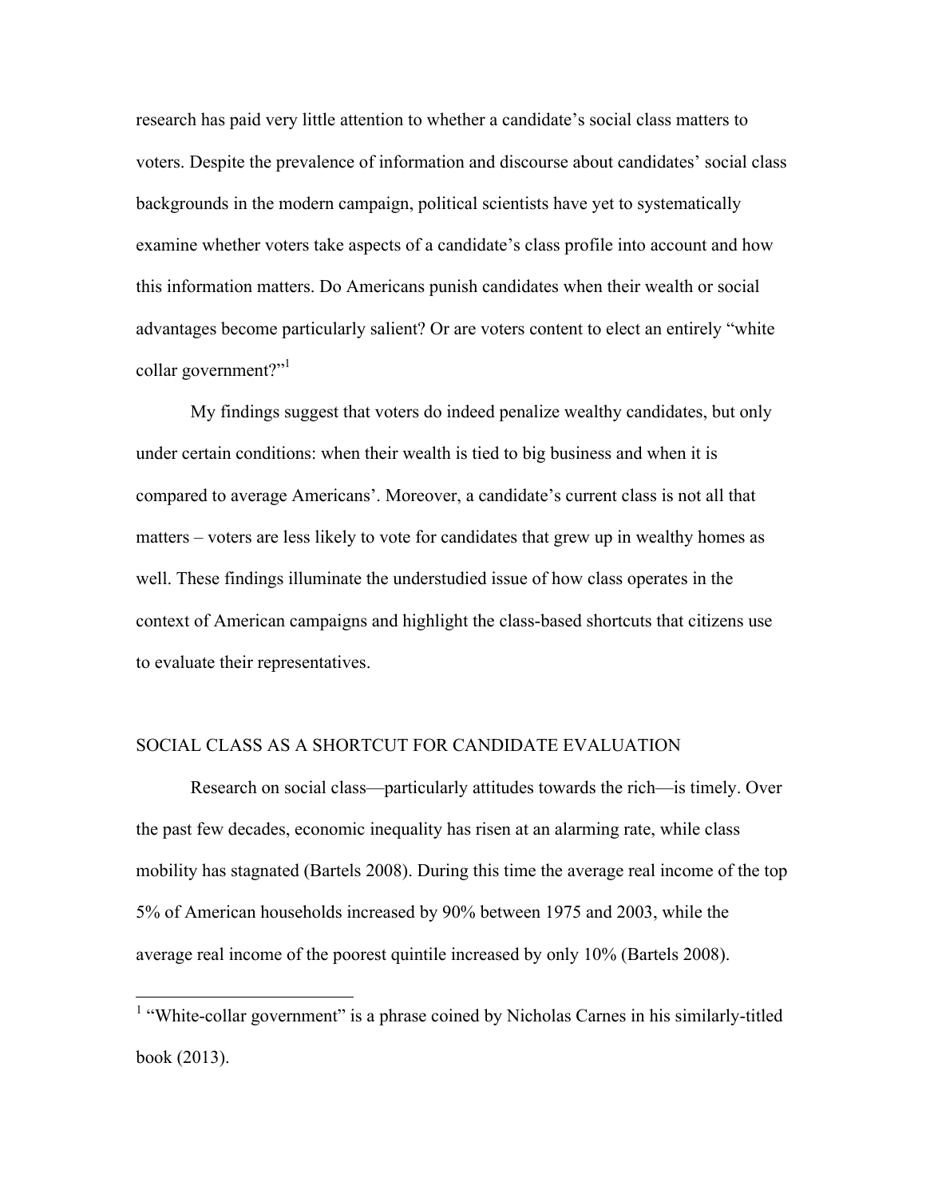research has paid very little attention to whether a candidate's social class matters to voters. Despite the prevalence of information and discourse about candidates' social class backgrounds in the modern campaign, political scientists have yet to systematically examine whether voters take aspects of a candidate's class profile into account and how this information matters. Do Americans punish candidates when their wealth or social advantages become particularly salient? Or are voters content to elect an entirely "white collar government?"[1]

My findings suggest that voters do indeed penalize wealthy candidates, but only under certain conditions: when their wealth is tied to big business and when it is compared to average Americans'. Moreover, a candidate's current class is not all that matters – voters are less likely to vote for candidates that grew up in wealthy homes as well. These findings illuminate the understudied issue of how class operates in the context of American campaigns and highlight the class-based shortcuts that citizens use to evaluate their representatives.

## SOCIAL CLASS AS A SHORTCUT FOR CANDIDATE EVALUATION

Research on social class—particularly attitudes towards the rich—is timely. Over the past few decades, economic inequality has risen at an alarming rate, while class mobility has stagnated (Bartels 2008). During this time the average real income of the top 5% of American households increased by 90% between 1975 and 2003, while the average real income of the poorest quintile increased by only 10% (Bartels 2008).

[1] "White-collar government" is a phrase coined by Nicholas Carnes in his similarly-titled book (2013).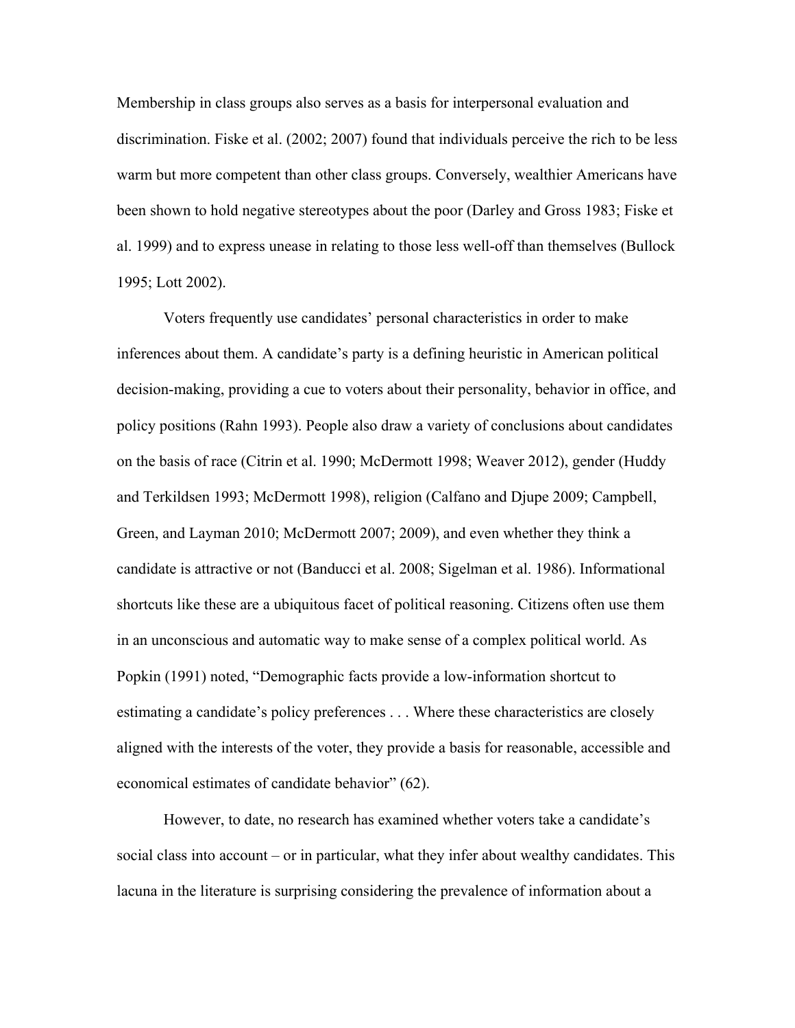Membership in class groups also serves as a basis for interpersonal evaluation and discrimination. Fiske et al. (2002; 2007) found that individuals perceive the rich to be less warm but more competent than other class groups. Conversely, wealthier Americans have been shown to hold negative stereotypes about the poor (Darley and Gross 1983; Fiske et al. 1999) and to express unease in relating to those less well-off than themselves (Bullock 1995; Lott 2002).

Voters frequently use candidates' personal characteristics in order to make inferences about them. A candidate's party is a defining heuristic in American political decision-making, providing a cue to voters about their personality, behavior in office, and policy positions (Rahn 1993). People also draw a variety of conclusions about candidates on the basis of race (Citrin et al. 1990; McDermott 1998; Weaver 2012), gender (Huddy and Terkildsen 1993; McDermott 1998), religion (Calfano and Djupe 2009; Campbell, Green, and Layman 2010; McDermott 2007; 2009), and even whether they think a candidate is attractive or not (Banducci et al. 2008; Sigelman et al. 1986). Informational shortcuts like these are a ubiquitous facet of political reasoning. Citizens often use them in an unconscious and automatic way to make sense of a complex political world. As Popkin (1991) noted, "Demographic facts provide a low-information shortcut to estimating a candidate's policy preferences . . . Where these characteristics are closely aligned with the interests of the voter, they provide a basis for reasonable, accessible and economical estimates of candidate behavior" (62).

However, to date, no research has examined whether voters take a candidate's social class into account – or in particular, what they infer about wealthy candidates. This lacuna in the literature is surprising considering the prevalence of information about a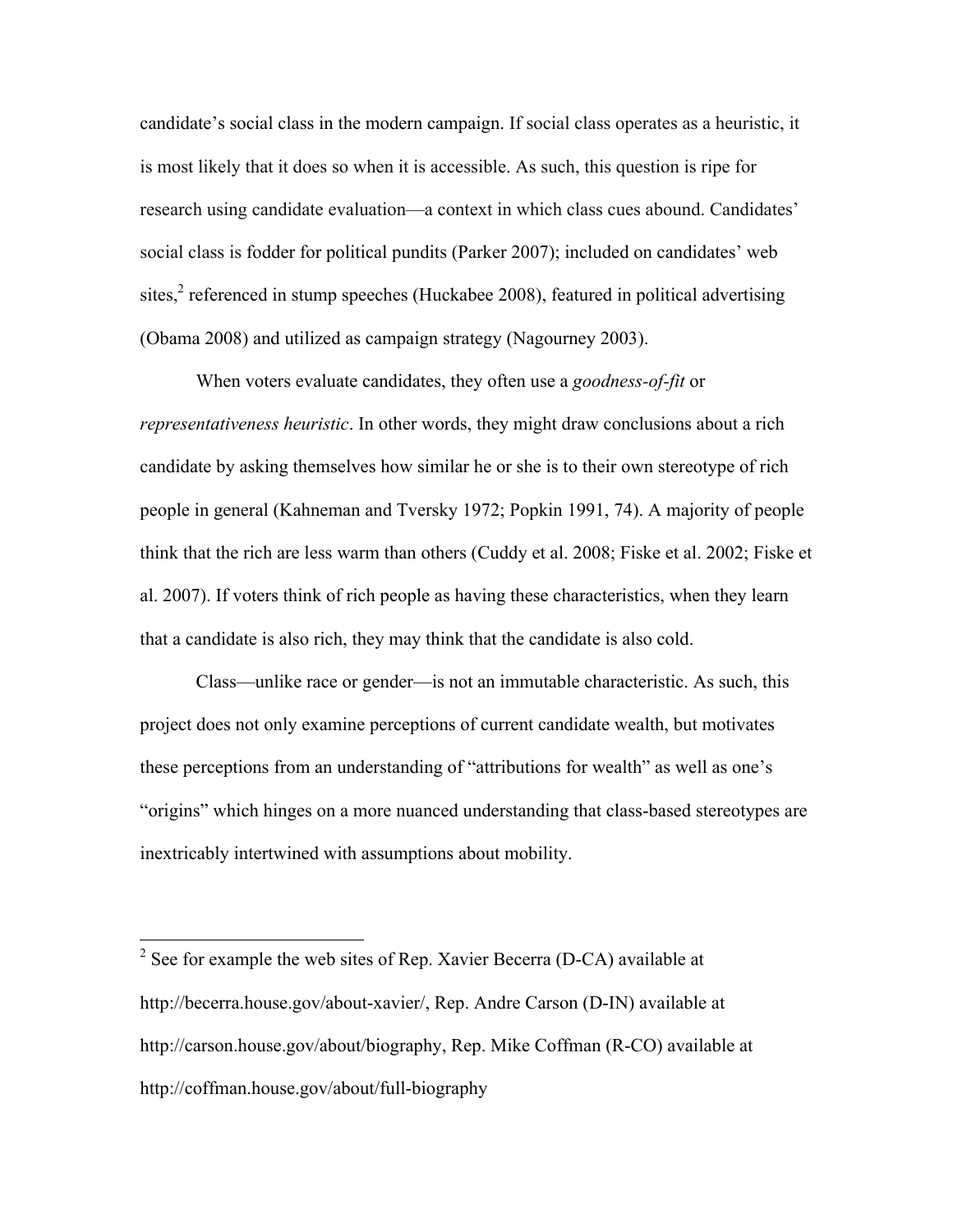candidate's social class in the modern campaign. If social class operates as a heuristic, it is most likely that it does so when it is accessible. As such, this question is ripe for research using candidate evaluation—a context in which class cues abound. Candidates' social class is fodder for political pundits (Parker 2007); included on candidates' web sites,[2] referenced in stump speeches (Huckabee 2008), featured in political advertising (Obama 2008) and utilized as campaign strategy (Nagourney 2003).

When voters evaluate candidates, they often use a *goodness-of-fit* or *representativeness heuristic*. In other words, they might draw conclusions about a rich candidate by asking themselves how similar he or she is to their own stereotype of rich people in general (Kahneman and Tversky 1972; Popkin 1991, 74). A majority of people think that the rich are less warm than others (Cuddy et al. 2008; Fiske et al. 2002; Fiske et al. 2007). If voters think of rich people as having these characteristics, when they learn that a candidate is also rich, they may think that the candidate is also cold.

Class—unlike race or gender—is not an immutable characteristic. As such, this project does not only examine perceptions of current candidate wealth, but motivates these perceptions from an understanding of "attributions for wealth" as well as one's "origins" which hinges on a more nuanced understanding that class-based stereotypes are inextricably intertwined with assumptions about mobility.

---

[2] See for example the web sites of Rep. Xavier Becerra (D-CA) available at http://becerra.house.gov/about-xavier/, Rep. Andre Carson (D-IN) available at http://carson.house.gov/about/biography, Rep. Mike Coffman (R-CO) available at http://coffman.house.gov/about/full-biography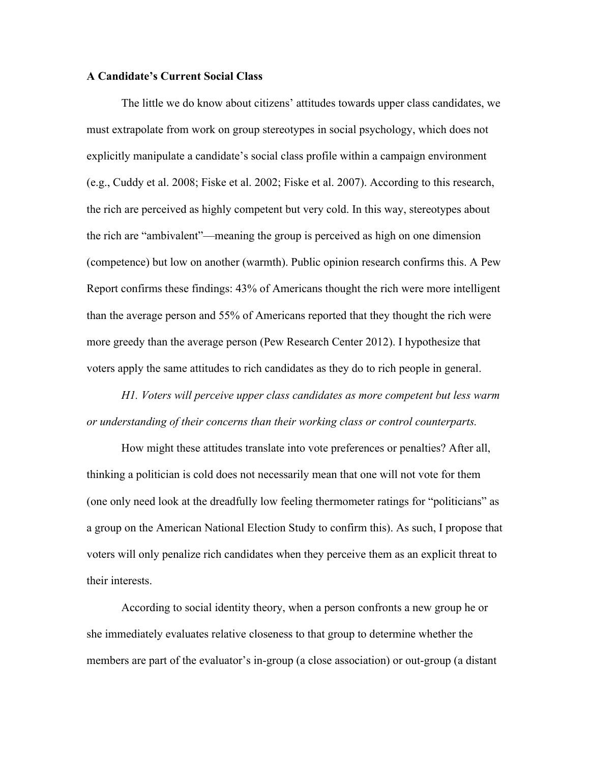**A Candidate's Current Social Class**

The little we do know about citizens' attitudes towards upper class candidates, we must extrapolate from work on group stereotypes in social psychology, which does not explicitly manipulate a candidate's social class profile within a campaign environment (e.g., Cuddy et al. 2008; Fiske et al. 2002; Fiske et al. 2007). According to this research, the rich are perceived as highly competent but very cold. In this way, stereotypes about the rich are "ambivalent"—meaning the group is perceived as high on one dimension (competence) but low on another (warmth). Public opinion research confirms this. A Pew Report confirms these findings: 43% of Americans thought the rich were more intelligent than the average person and 55% of Americans reported that they thought the rich were more greedy than the average person (Pew Research Center 2012). I hypothesize that voters apply the same attitudes to rich candidates as they do to rich people in general.

*H1. Voters will perceive upper class candidates as more competent but less warm or understanding of their concerns than their working class or control counterparts.*

How might these attitudes translate into vote preferences or penalties? After all, thinking a politician is cold does not necessarily mean that one will not vote for them (one only need look at the dreadfully low feeling thermometer ratings for "politicians" as a group on the American National Election Study to confirm this). As such, I propose that voters will only penalize rich candidates when they perceive them as an explicit threat to their interests.

According to social identity theory, when a person confronts a new group he or she immediately evaluates relative closeness to that group to determine whether the members are part of the evaluator's in-group (a close association) or out-group (a distant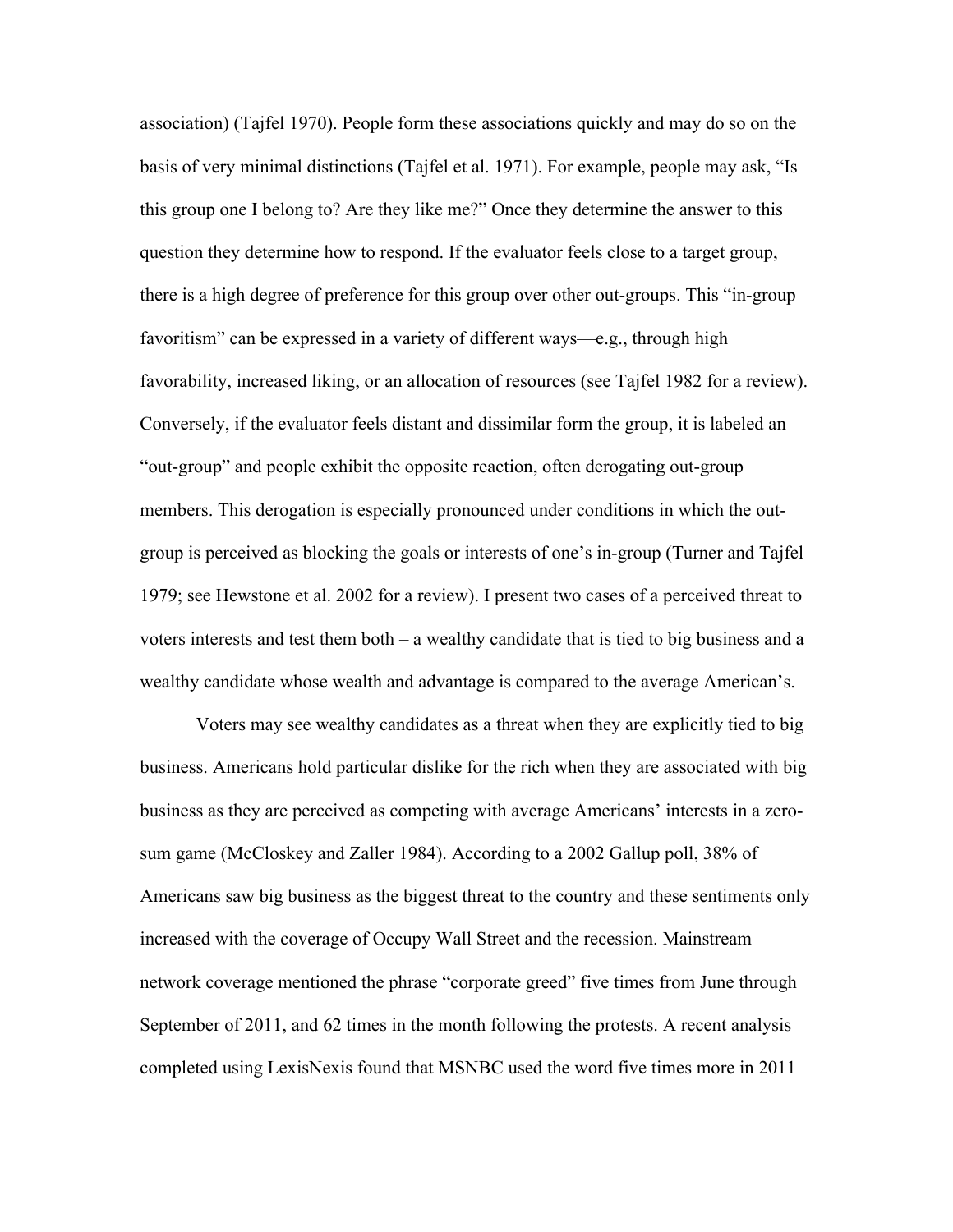association) (Tajfel 1970). People form these associations quickly and may do so on the basis of very minimal distinctions (Tajfel et al. 1971). For example, people may ask, "Is this group one I belong to? Are they like me?" Once they determine the answer to this question they determine how to respond. If the evaluator feels close to a target group, there is a high degree of preference for this group over other out-groups. This "in-group favoritism" can be expressed in a variety of different ways—e.g., through high favorability, increased liking, or an allocation of resources (see Tajfel 1982 for a review). Conversely, if the evaluator feels distant and dissimilar form the group, it is labeled an "out-group" and people exhibit the opposite reaction, often derogating out-group members. This derogation is especially pronounced under conditions in which the out-group is perceived as blocking the goals or interests of one's in-group (Turner and Tajfel 1979; see Hewstone et al. 2002 for a review). I present two cases of a perceived threat to voters interests and test them both – a wealthy candidate that is tied to big business and a wealthy candidate whose wealth and advantage is compared to the average American's.

Voters may see wealthy candidates as a threat when they are explicitly tied to big business. Americans hold particular dislike for the rich when they are associated with big business as they are perceived as competing with average Americans' interests in a zero-sum game (McCloskey and Zaller 1984). According to a 2002 Gallup poll, 38% of Americans saw big business as the biggest threat to the country and these sentiments only increased with the coverage of Occupy Wall Street and the recession. Mainstream network coverage mentioned the phrase "corporate greed" five times from June through September of 2011, and 62 times in the month following the protests. A recent analysis completed using LexisNexis found that MSNBC used the word five times more in 2011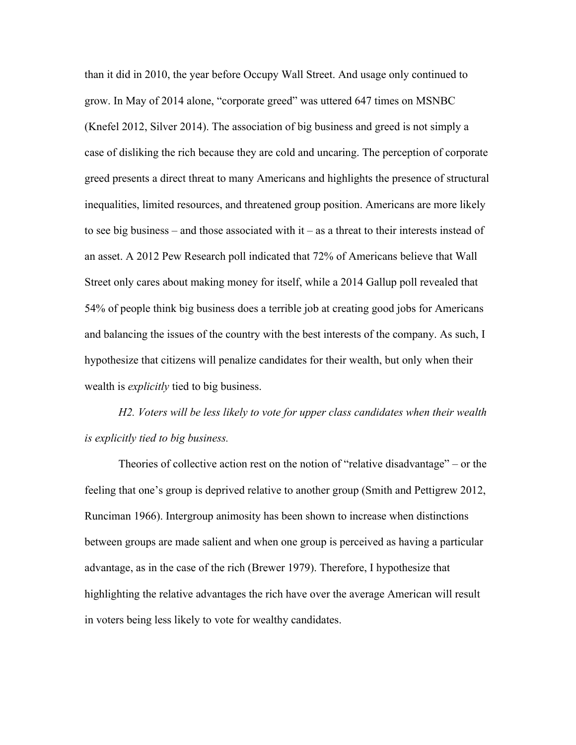than it did in 2010, the year before Occupy Wall Street. And usage only continued to grow. In May of 2014 alone, "corporate greed" was uttered 647 times on MSNBC (Knefel 2012, Silver 2014). The association of big business and greed is not simply a case of disliking the rich because they are cold and uncaring. The perception of corporate greed presents a direct threat to many Americans and highlights the presence of structural inequalities, limited resources, and threatened group position. Americans are more likely to see big business – and those associated with it – as a threat to their interests instead of an asset. A 2012 Pew Research poll indicated that 72% of Americans believe that Wall Street only cares about making money for itself, while a 2014 Gallup poll revealed that 54% of people think big business does a terrible job at creating good jobs for Americans and balancing the issues of the country with the best interests of the company. As such, I hypothesize that citizens will penalize candidates for their wealth, but only when their wealth is *explicitly* tied to big business.

*H2. Voters will be less likely to vote for upper class candidates when their wealth is explicitly tied to big business.*

Theories of collective action rest on the notion of "relative disadvantage" – or the feeling that one's group is deprived relative to another group (Smith and Pettigrew 2012, Runciman 1966). Intergroup animosity has been shown to increase when distinctions between groups are made salient and when one group is perceived as having a particular advantage, as in the case of the rich (Brewer 1979). Therefore, I hypothesize that highlighting the relative advantages the rich have over the average American will result in voters being less likely to vote for wealthy candidates.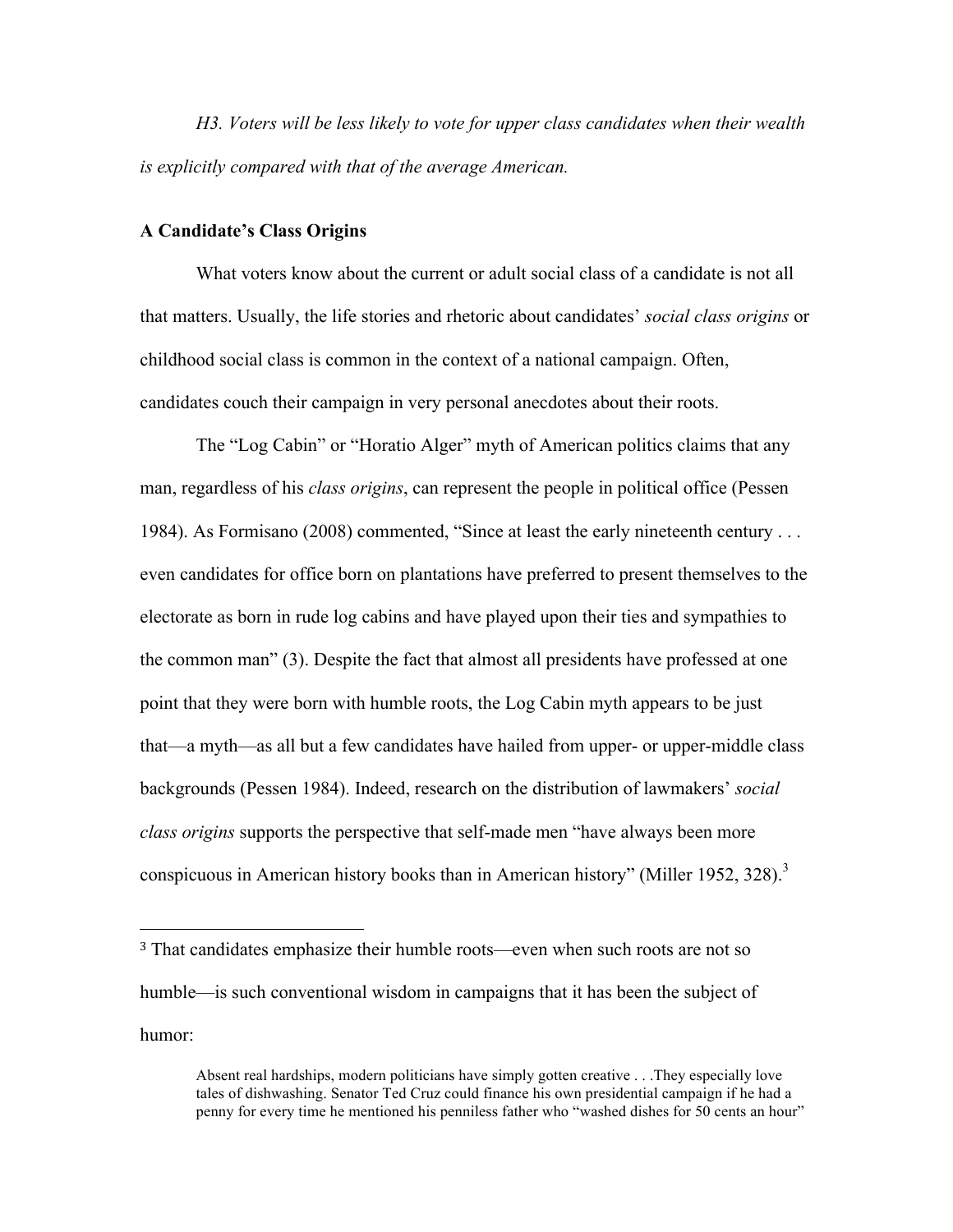*H3. Voters will be less likely to vote for upper class candidates when their wealth is explicitly compared with that of the average American.*

**A Candidate's Class Origins**

What voters know about the current or adult social class of a candidate is not all that matters. Usually, the life stories and rhetoric about candidates' *social class origins* or childhood social class is common in the context of a national campaign. Often, candidates couch their campaign in very personal anecdotes about their roots.

The "Log Cabin" or "Horatio Alger" myth of American politics claims that any man, regardless of his *class origins*, can represent the people in political office (Pessen 1984). As Formisano (2008) commented, "Since at least the early nineteenth century . . . even candidates for office born on plantations have preferred to present themselves to the electorate as born in rude log cabins and have played upon their ties and sympathies to the common man" (3). Despite the fact that almost all presidents have professed at one point that they were born with humble roots, the Log Cabin myth appears to be just that—a myth—as all but a few candidates have hailed from upper- or upper-middle class backgrounds (Pessen 1984). Indeed, research on the distribution of lawmakers' *social class origins* supports the perspective that self-made men "have always been more conspicuous in American history books than in American history" (Miller 1952, 328).[3]

---

[3] That candidates emphasize their humble roots—even when such roots are not so humble—is such conventional wisdom in campaigns that it has been the subject of humor:

> Absent real hardships, modern politicians have simply gotten creative . . .They especially love tales of dishwashing. Senator Ted Cruz could finance his own presidential campaign if he had a penny for every time he mentioned his penniless father who "washed dishes for 50 cents an hour"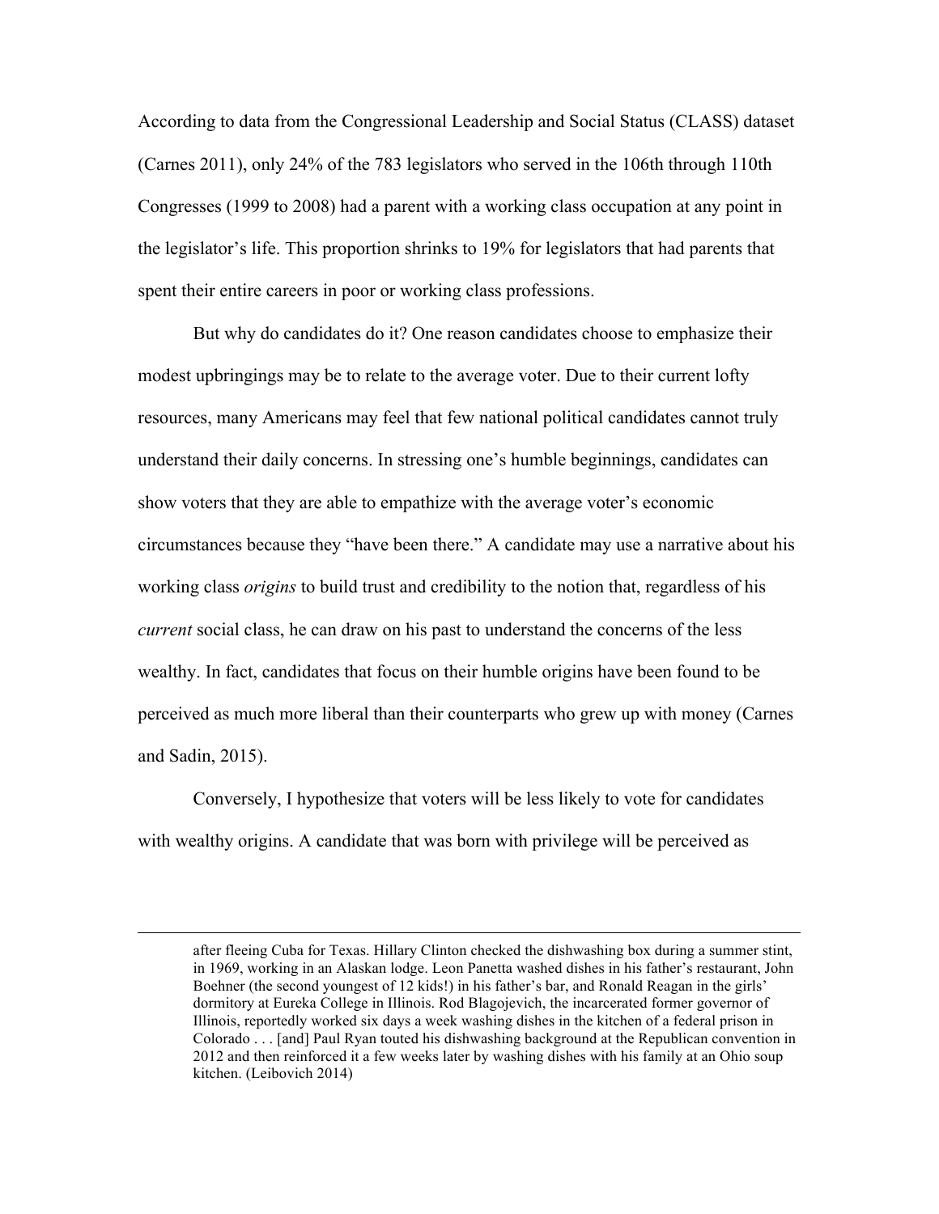According to data from the Congressional Leadership and Social Status (CLASS) dataset (Carnes 2011), only 24% of the 783 legislators who served in the 106th through 110th Congresses (1999 to 2008) had a parent with a working class occupation at any point in the legislator's life. This proportion shrinks to 19% for legislators that had parents that spent their entire careers in poor or working class professions.

But why do candidates do it? One reason candidates choose to emphasize their modest upbringings may be to relate to the average voter. Due to their current lofty resources, many Americans may feel that few national political candidates cannot truly understand their daily concerns. In stressing one's humble beginnings, candidates can show voters that they are able to empathize with the average voter's economic circumstances because they "have been there." A candidate may use a narrative about his working class *origins* to build trust and credibility to the notion that, regardless of his *current* social class, he can draw on his past to understand the concerns of the less wealthy. In fact, candidates that focus on their humble origins have been found to be perceived as much more liberal than their counterparts who grew up with money (Carnes and Sadin, 2015).

Conversely, I hypothesize that voters will be less likely to vote for candidates with wealthy origins. A candidate that was born with privilege will be perceived as

---

after fleeing Cuba for Texas. Hillary Clinton checked the dishwashing box during a summer stint, in 1969, working in an Alaskan lodge. Leon Panetta washed dishes in his father's restaurant, John Boehner (the second youngest of 12 kids!) in his father's bar, and Ronald Reagan in the girls' dormitory at Eureka College in Illinois. Rod Blagojevich, the incarcerated former governor of Illinois, reportedly worked six days a week washing dishes in the kitchen of a federal prison in Colorado . . . [and] Paul Ryan touted his dishwashing background at the Republican convention in 2012 and then reinforced it a few weeks later by washing dishes with his family at an Ohio soup kitchen. (Leibovich 2014)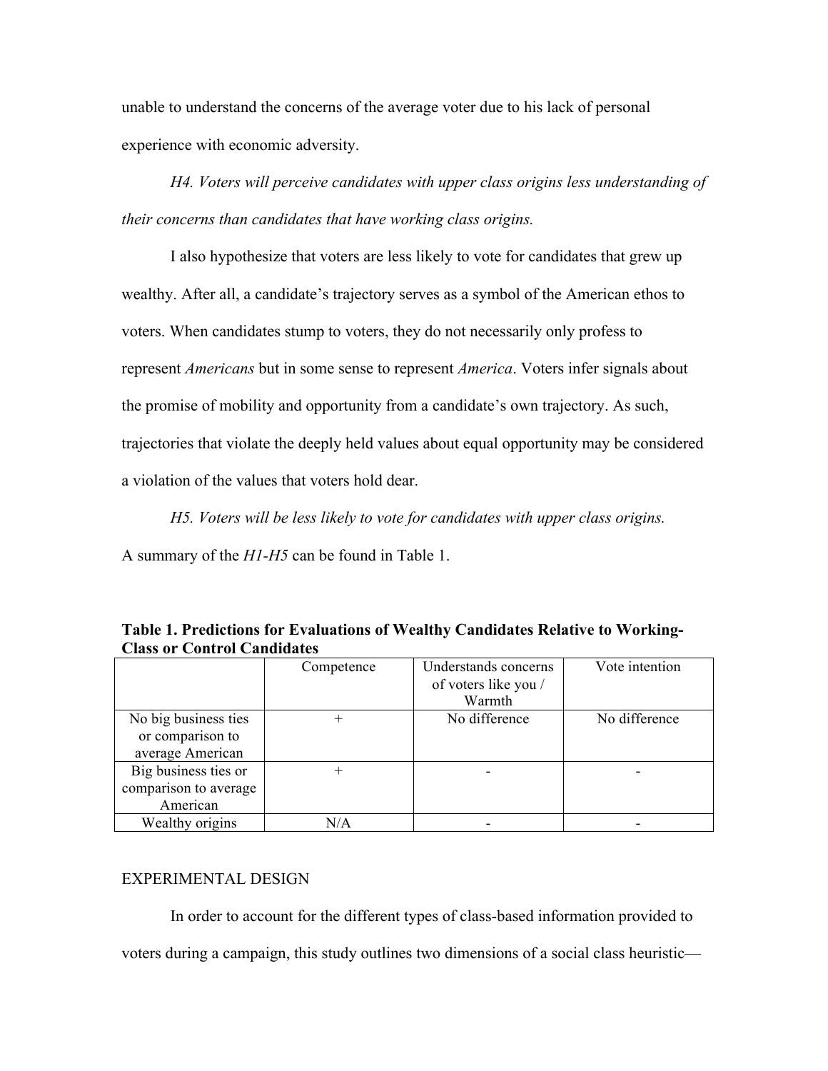unable to understand the concerns of the average voter due to his lack of personal experience with economic adversity.

*H4. Voters will perceive candidates with upper class origins less understanding of their concerns than candidates that have working class origins.*

I also hypothesize that voters are less likely to vote for candidates that grew up wealthy. After all, a candidate's trajectory serves as a symbol of the American ethos to voters. When candidates stump to voters, they do not necessarily only profess to represent *Americans* but in some sense to represent *America*. Voters infer signals about the promise of mobility and opportunity from a candidate's own trajectory. As such, trajectories that violate the deeply held values about equal opportunity may be considered a violation of the values that voters hold dear.

*H5. Voters will be less likely to vote for candidates with upper class origins.*

A summary of the *H1-H5* can be found in Table 1.

**Table 1. Predictions for Evaluations of Wealthy Candidates Relative to Working-Class or Control Candidates**

| | Competence | Understands concerns of voters like you / Warmth | Vote intention |
|---|---|---|---|
| No big business ties or comparison to average American | + | No difference | No difference |
| Big business ties or comparison to average American | + | - | - |
| Wealthy origins | N/A | - | - |

EXPERIMENTAL DESIGN

In order to account for the different types of class-based information provided to voters during a campaign, this study outlines two dimensions of a social class heuristic—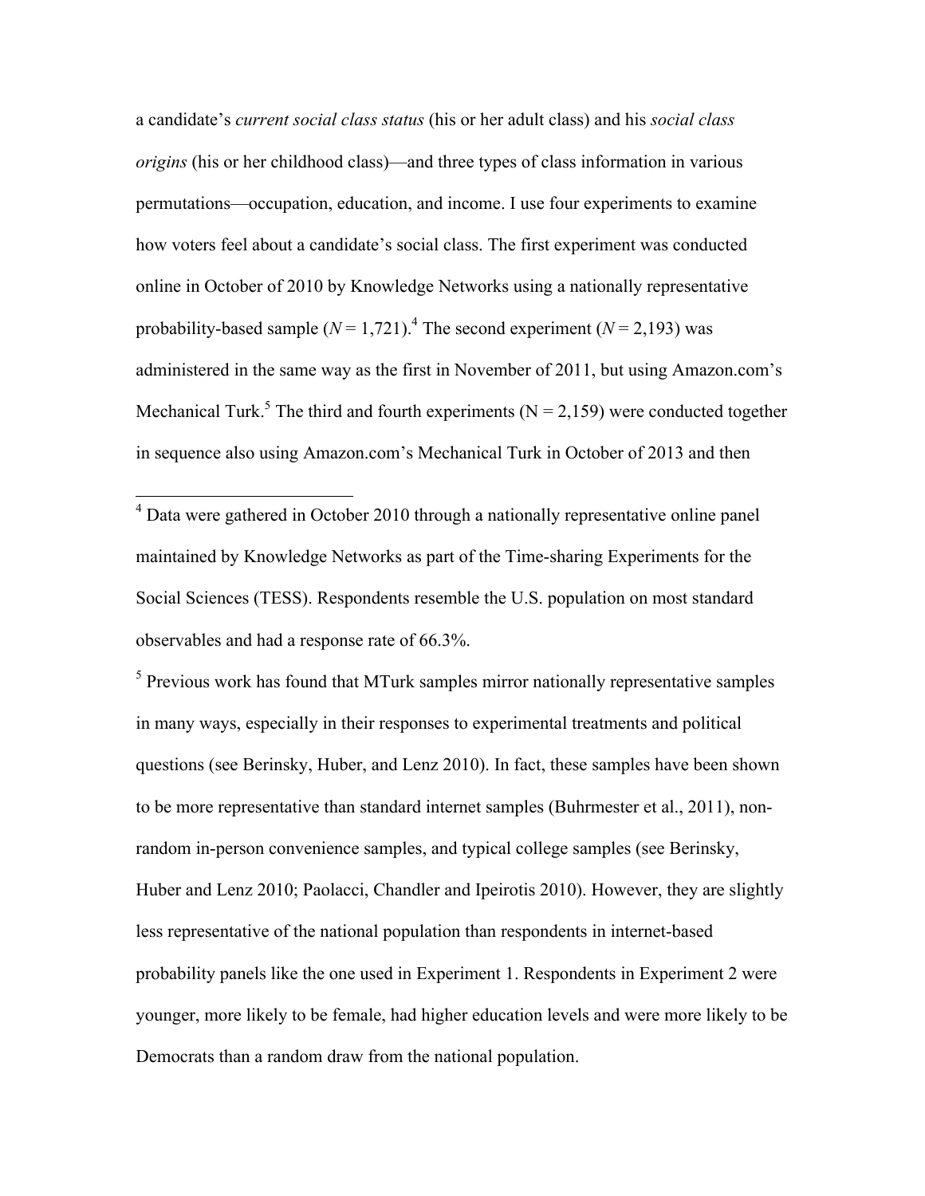a candidate's *current social class status* (his or her adult class) and his *social class origins* (his or her childhood class)—and three types of class information in various permutations—occupation, education, and income. I use four experiments to examine how voters feel about a candidate's social class. The first experiment was conducted online in October of 2010 by Knowledge Networks using a nationally representative probability-based sample (*N* = 1,721).[4] The second experiment (*N* = 2,193) was administered in the same way as the first in November of 2011, but using Amazon.com's Mechanical Turk.[5] The third and fourth experiments (N = 2,159) were conducted together in sequence also using Amazon.com's Mechanical Turk in October of 2013 and then

[4] Data were gathered in October 2010 through a nationally representative online panel maintained by Knowledge Networks as part of the Time-sharing Experiments for the Social Sciences (TESS). Respondents resemble the U.S. population on most standard observables and had a response rate of 66.3%.

[5] Previous work has found that MTurk samples mirror nationally representative samples in many ways, especially in their responses to experimental treatments and political questions (see Berinsky, Huber, and Lenz 2010). In fact, these samples have been shown to be more representative than standard internet samples (Buhrmester et al., 2011), non-random in-person convenience samples, and typical college samples (see Berinsky, Huber and Lenz 2010; Paolacci, Chandler and Ipeirotis 2010). However, they are slightly less representative of the national population than respondents in internet-based probability panels like the one used in Experiment 1. Respondents in Experiment 2 were younger, more likely to be female, had higher education levels and were more likely to be Democrats than a random draw from the national population.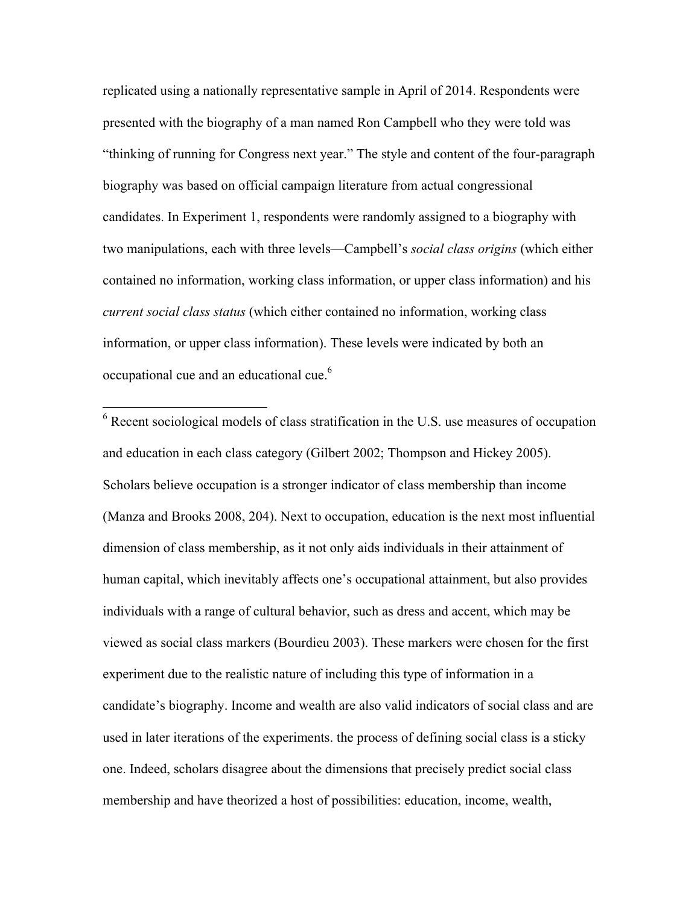replicated using a nationally representative sample in April of 2014. Respondents were presented with the biography of a man named Ron Campbell who they were told was "thinking of running for Congress next year." The style and content of the four-paragraph biography was based on official campaign literature from actual congressional candidates. In Experiment 1, respondents were randomly assigned to a biography with two manipulations, each with three levels—Campbell's *social class origins* (which either contained no information, working class information, or upper class information) and his *current social class status* (which either contained no information, working class information, or upper class information). These levels were indicated by both an occupational cue and an educational cue.[6]

---

[6] Recent sociological models of class stratification in the U.S. use measures of occupation and education in each class category (Gilbert 2002; Thompson and Hickey 2005). Scholars believe occupation is a stronger indicator of class membership than income (Manza and Brooks 2008, 204). Next to occupation, education is the next most influential dimension of class membership, as it not only aids individuals in their attainment of human capital, which inevitably affects one's occupational attainment, but also provides individuals with a range of cultural behavior, such as dress and accent, which may be viewed as social class markers (Bourdieu 2003). These markers were chosen for the first experiment due to the realistic nature of including this type of information in a candidate's biography. Income and wealth are also valid indicators of social class and are used in later iterations of the experiments. the process of defining social class is a sticky one. Indeed, scholars disagree about the dimensions that precisely predict social class membership and have theorized a host of possibilities: education, income, wealth,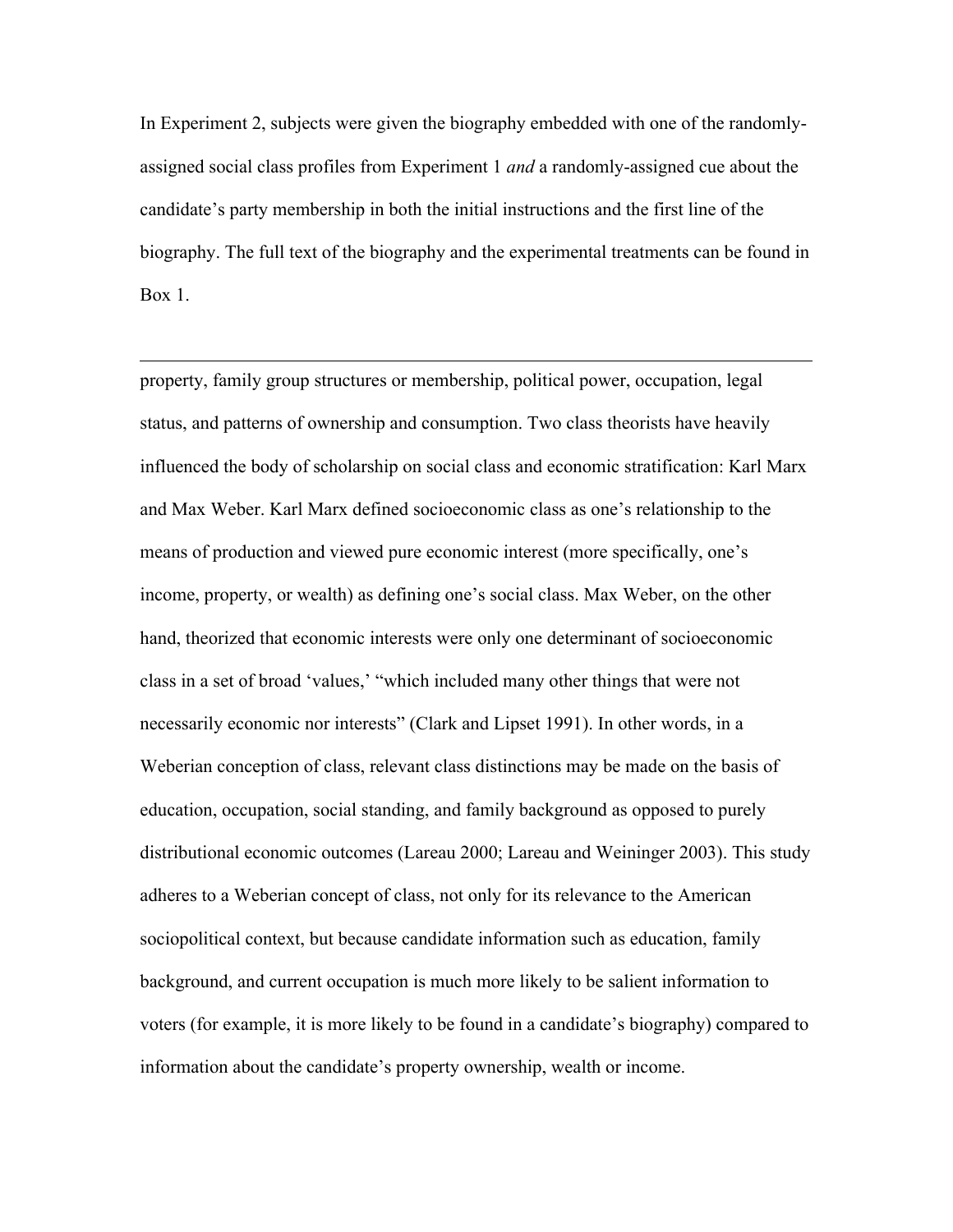In Experiment 2, subjects were given the biography embedded with one of the randomly-assigned social class profiles from Experiment 1 *and* a randomly-assigned cue about the candidate's party membership in both the initial instructions and the first line of the biography. The full text of the biography and the experimental treatments can be found in Box 1.

---

property, family group structures or membership, political power, occupation, legal status, and patterns of ownership and consumption. Two class theorists have heavily influenced the body of scholarship on social class and economic stratification: Karl Marx and Max Weber. Karl Marx defined socioeconomic class as one's relationship to the means of production and viewed pure economic interest (more specifically, one's income, property, or wealth) as defining one's social class. Max Weber, on the other hand, theorized that economic interests were only one determinant of socioeconomic class in a set of broad 'values,' "which included many other things that were not necessarily economic nor interests" (Clark and Lipset 1991). In other words, in a Weberian conception of class, relevant class distinctions may be made on the basis of education, occupation, social standing, and family background as opposed to purely distributional economic outcomes (Lareau 2000; Lareau and Weininger 2003). This study adheres to a Weberian concept of class, not only for its relevance to the American sociopolitical context, but because candidate information such as education, family background, and current occupation is much more likely to be salient information to voters (for example, it is more likely to be found in a candidate's biography) compared to information about the candidate's property ownership, wealth or income.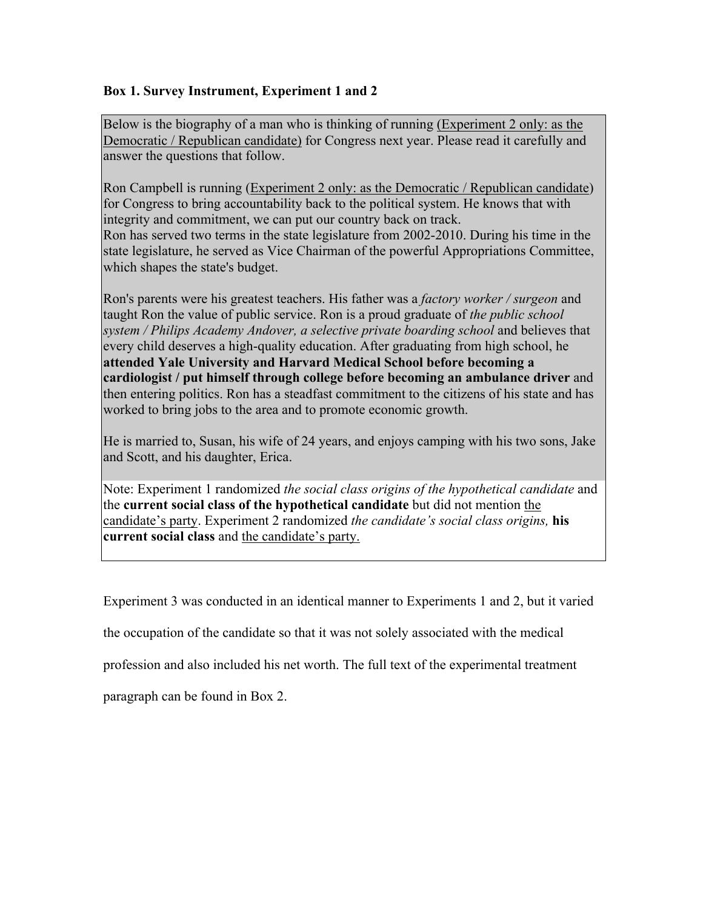**Box 1. Survey Instrument, Experiment 1 and 2**

> Below is the biography of a man who is thinking of running <u>(Experiment 2 only: as the Democratic / Republican candidate)</u> for Congress next year. Please read it carefully and answer the questions that follow.
>
> Ron Campbell is running (<u>Experiment 2 only: as the Democratic / Republican candidate</u>) for Congress to bring accountability back to the political system. He knows that with integrity and commitment, we can put our country back on track.
> Ron has served two terms in the state legislature from 2002-2010. During his time in the state legislature, he served as Vice Chairman of the powerful Appropriations Committee, which shapes the state's budget.
>
> Ron's parents were his greatest teachers. His father was a *factory worker / surgeon* and taught Ron the value of public service. Ron is a proud graduate of *the public school system / Philips Academy Andover, a selective private boarding school* and believes that every child deserves a high-quality education. After graduating from high school, he **attended Yale University and Harvard Medical School before becoming a cardiologist / put himself through college before becoming an ambulance driver** and then entering politics. Ron has a steadfast commitment to the citizens of his state and has worked to bring jobs to the area and to promote economic growth.
>
> He is married to, Susan, his wife of 24 years, and enjoys camping with his two sons, Jake and Scott, and his daughter, Erica.
>
> Note: Experiment 1 randomized *the social class origins of the hypothetical candidate* and the **current social class of the hypothetical candidate** but did not mention <u>the candidate's party</u>. Experiment 2 randomized *the candidate's social class origins,* **his current social class** and <u>the candidate's party.</u>

Experiment 3 was conducted in an identical manner to Experiments 1 and 2, but it varied the occupation of the candidate so that it was not solely associated with the medical profession and also included his net worth. The full text of the experimental treatment paragraph can be found in Box 2.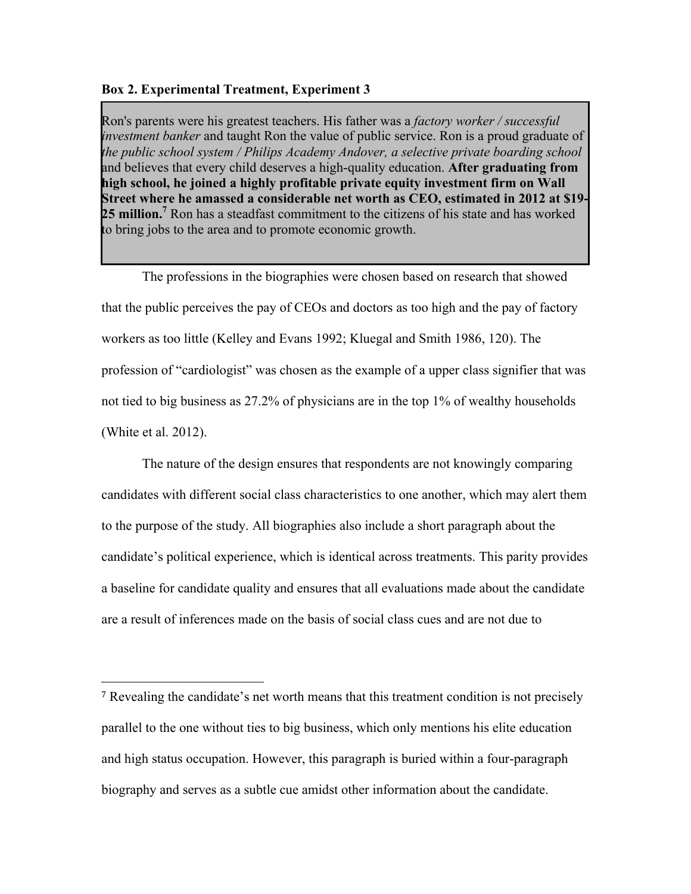**Box 2. Experimental Treatment, Experiment 3**

> Ron's parents were his greatest teachers. His father was a *factory worker / successful investment banker* and taught Ron the value of public service. Ron is a proud graduate of *the public school system / Philips Academy Andover, a selective private boarding school* and believes that every child deserves a high-quality education. **After graduating from high school, he joined a highly profitable private equity investment firm on Wall Street where he amassed a considerable net worth as CEO, estimated in 2012 at $19-25 million.**[7] Ron has a steadfast commitment to the citizens of his state and has worked to bring jobs to the area and to promote economic growth.

The professions in the biographies were chosen based on research that showed that the public perceives the pay of CEOs and doctors as too high and the pay of factory workers as too little (Kelley and Evans 1992; Kluegal and Smith 1986, 120). The profession of "cardiologist" was chosen as the example of a upper class signifier that was not tied to big business as 27.2% of physicians are in the top 1% of wealthy households (White et al. 2012).

The nature of the design ensures that respondents are not knowingly comparing candidates with different social class characteristics to one another, which may alert them to the purpose of the study. All biographies also include a short paragraph about the candidate's political experience, which is identical across treatments. This parity provides a baseline for candidate quality and ensures that all evaluations made about the candidate are a result of inferences made on the basis of social class cues and are not due to

---

[7] Revealing the candidate's net worth means that this treatment condition is not precisely parallel to the one without ties to big business, which only mentions his elite education and high status occupation. However, this paragraph is buried within a four-paragraph biography and serves as a subtle cue amidst other information about the candidate.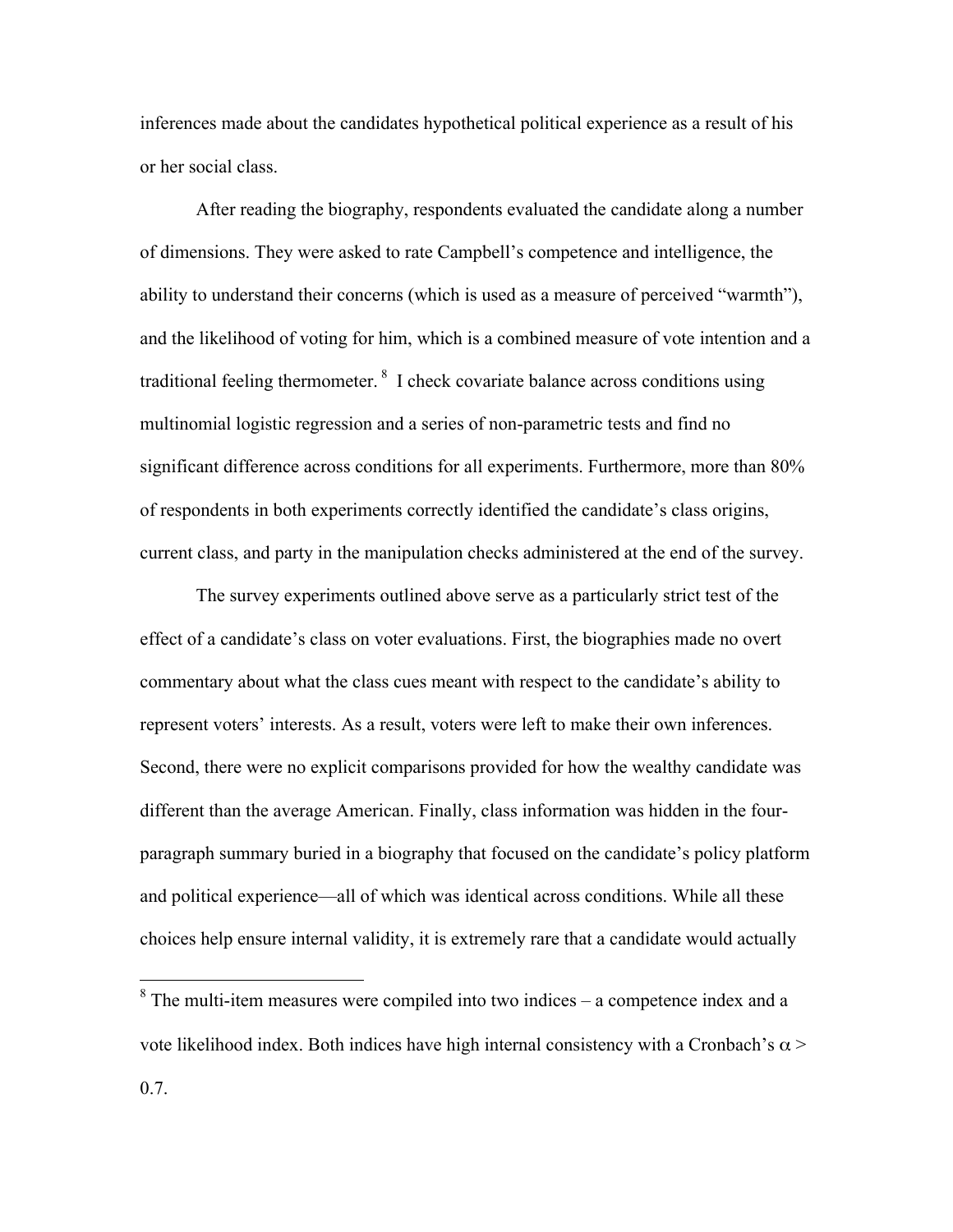inferences made about the candidates hypothetical political experience as a result of his or her social class.

After reading the biography, respondents evaluated the candidate along a number of dimensions. They were asked to rate Campbell's competence and intelligence, the ability to understand their concerns (which is used as a measure of perceived "warmth"), and the likelihood of voting for him, which is a combined measure of vote intention and a traditional feeling thermometer. [8] I check covariate balance across conditions using multinomial logistic regression and a series of non-parametric tests and find no significant difference across conditions for all experiments. Furthermore, more than 80% of respondents in both experiments correctly identified the candidate's class origins, current class, and party in the manipulation checks administered at the end of the survey.

The survey experiments outlined above serve as a particularly strict test of the effect of a candidate's class on voter evaluations. First, the biographies made no overt commentary about what the class cues meant with respect to the candidate's ability to represent voters' interests. As a result, voters were left to make their own inferences. Second, there were no explicit comparisons provided for how the wealthy candidate was different than the average American. Finally, class information was hidden in the four-paragraph summary buried in a biography that focused on the candidate's policy platform and political experience—all of which was identical across conditions. While all these choices help ensure internal validity, it is extremely rare that a candidate would actually

[8] The multi-item measures were compiled into two indices – a competence index and a vote likelihood index. Both indices have high internal consistency with a Cronbach's $\alpha > 0.7$.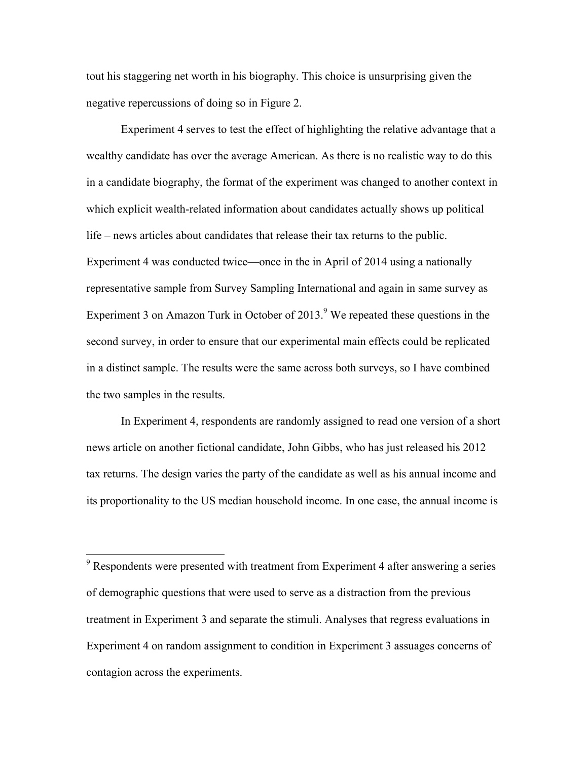tout his staggering net worth in his biography. This choice is unsurprising given the negative repercussions of doing so in Figure 2.

Experiment 4 serves to test the effect of highlighting the relative advantage that a wealthy candidate has over the average American. As there is no realistic way to do this in a candidate biography, the format of the experiment was changed to another context in which explicit wealth-related information about candidates actually shows up political life – news articles about candidates that release their tax returns to the public. Experiment 4 was conducted twice—once in the in April of 2014 using a nationally representative sample from Survey Sampling International and again in same survey as Experiment 3 on Amazon Turk in October of 2013.[9] We repeated these questions in the second survey, in order to ensure that our experimental main effects could be replicated in a distinct sample. The results were the same across both surveys, so I have combined the two samples in the results.

In Experiment 4, respondents are randomly assigned to read one version of a short news article on another fictional candidate, John Gibbs, who has just released his 2012 tax returns. The design varies the party of the candidate as well as his annual income and its proportionality to the US median household income. In one case, the annual income is

---

[9] Respondents were presented with treatment from Experiment 4 after answering a series of demographic questions that were used to serve as a distraction from the previous treatment in Experiment 3 and separate the stimuli. Analyses that regress evaluations in Experiment 4 on random assignment to condition in Experiment 3 assuages concerns of contagion across the experiments.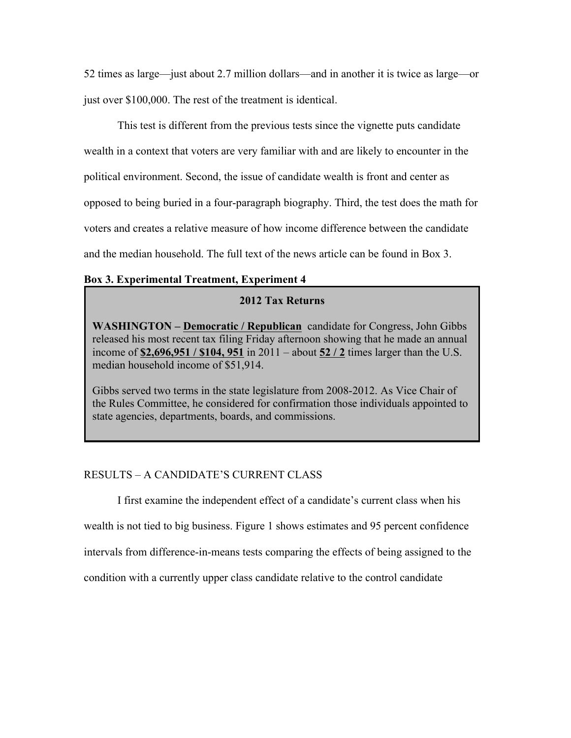52 times as large—just about 2.7 million dollars—and in another it is twice as large—or just over $100,000. The rest of the treatment is identical.

This test is different from the previous tests since the vignette puts candidate wealth in a context that voters are very familiar with and are likely to encounter in the political environment. Second, the issue of candidate wealth is front and center as opposed to being buried in a four-paragraph biography. Third, the test does the math for voters and creates a relative measure of how income difference between the candidate and the median household. The full text of the news article can be found in Box 3.

**Box 3. Experimental Treatment, Experiment 4**

> **2012 Tax Returns**
>
> **WASHINGTON – <u>Democratic / Republican</u>** candidate for Congress, John Gibbs released his most recent tax filing Friday afternoon showing that he made an annual income of **<u>$2,696,951 / $104, 951</u>** in 2011 – about **<u>52 / 2</u>** times larger than the U.S. median household income of $51,914.
>
> Gibbs served two terms in the state legislature from 2008-2012. As Vice Chair of the Rules Committee, he considered for confirmation those individuals appointed to state agencies, departments, boards, and commissions.

## RESULTS – A CANDIDATE'S CURRENT CLASS

I first examine the independent effect of a candidate's current class when his wealth is not tied to big business. Figure 1 shows estimates and 95 percent confidence intervals from difference-in-means tests comparing the effects of being assigned to the condition with a currently upper class candidate relative to the control candidate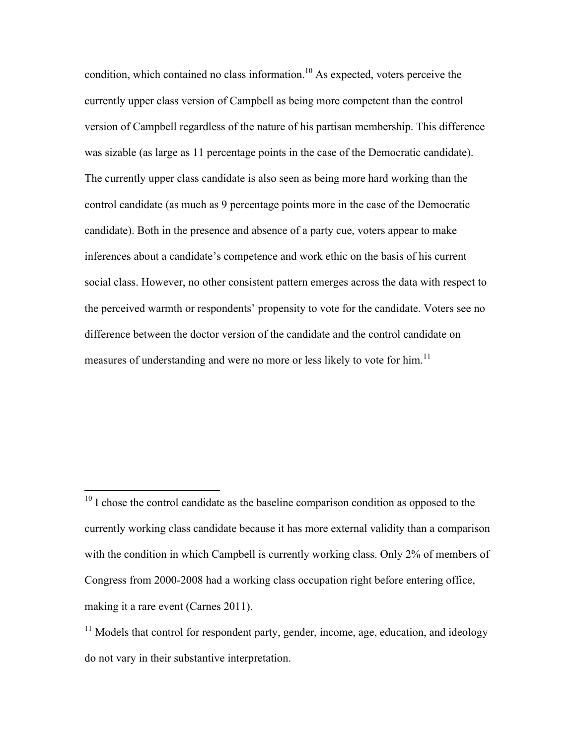condition, which contained no class information.[10] As expected, voters perceive the currently upper class version of Campbell as being more competent than the control version of Campbell regardless of the nature of his partisan membership. This difference was sizable (as large as 11 percentage points in the case of the Democratic candidate). The currently upper class candidate is also seen as being more hard working than the control candidate (as much as 9 percentage points more in the case of the Democratic candidate). Both in the presence and absence of a party cue, voters appear to make inferences about a candidate's competence and work ethic on the basis of his current social class. However, no other consistent pattern emerges across the data with respect to the perceived warmth or respondents' propensity to vote for the candidate. Voters see no difference between the doctor version of the candidate and the control candidate on measures of understanding and were no more or less likely to vote for him.[11]

---

[10] I chose the control candidate as the baseline comparison condition as opposed to the currently working class candidate because it has more external validity than a comparison with the condition in which Campbell is currently working class. Only 2% of members of Congress from 2000-2008 had a working class occupation right before entering office, making it a rare event (Carnes 2011).

[11] Models that control for respondent party, gender, income, age, education, and ideology do not vary in their substantive interpretation.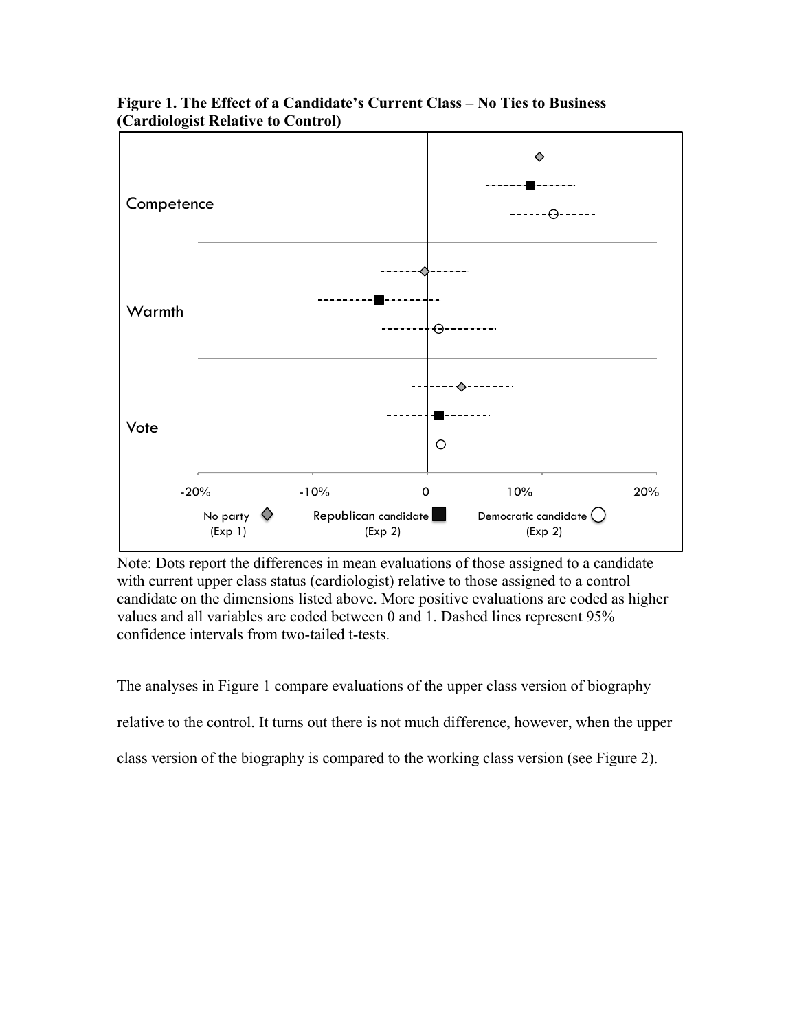**Figure 1. The Effect of a Candidate's Current Class – No Ties to Business (Cardiologist Relative to Control)**

Note: Dots report the differences in mean evaluations of those assigned to a candidate with current upper class status (cardiologist) relative to those assigned to a control candidate on the dimensions listed above. More positive evaluations are coded as higher values and all variables are coded between 0 and 1. Dashed lines represent 95% confidence intervals from two-tailed t-tests.

The analyses in Figure 1 compare evaluations of the upper class version of biography relative to the control. It turns out there is not much difference, however, when the upper class version of the biography is compared to the working class version (see Figure 2).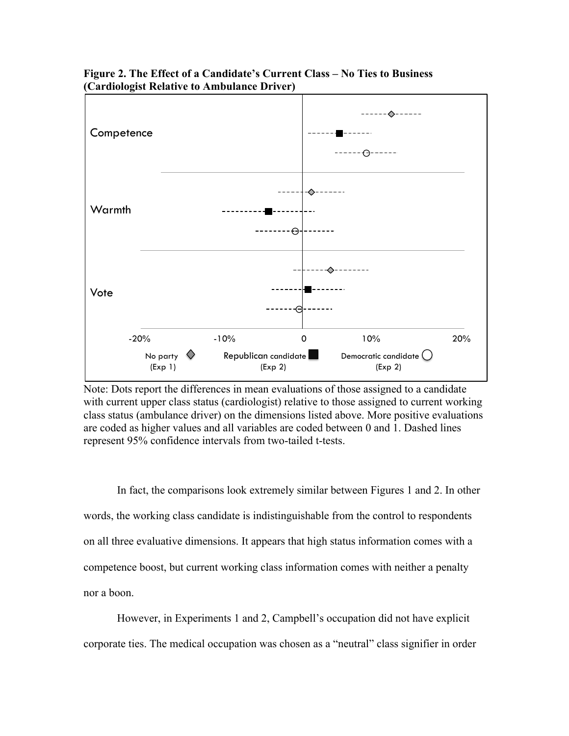**Figure 2. The Effect of a Candidate's Current Class – No Ties to Business (Cardiologist Relative to Ambulance Driver)**

Note: Dots report the differences in mean evaluations of those assigned to a candidate with current upper class status (cardiologist) relative to those assigned to current working class status (ambulance driver) on the dimensions listed above. More positive evaluations are coded as higher values and all variables are coded between 0 and 1. Dashed lines represent 95% confidence intervals from two-tailed t-tests.

In fact, the comparisons look extremely similar between Figures 1 and 2. In other words, the working class candidate is indistinguishable from the control to respondents on all three evaluative dimensions. It appears that high status information comes with a competence boost, but current working class information comes with neither a penalty nor a boon.

However, in Experiments 1 and 2, Campbell's occupation did not have explicit corporate ties. The medical occupation was chosen as a "neutral" class signifier in order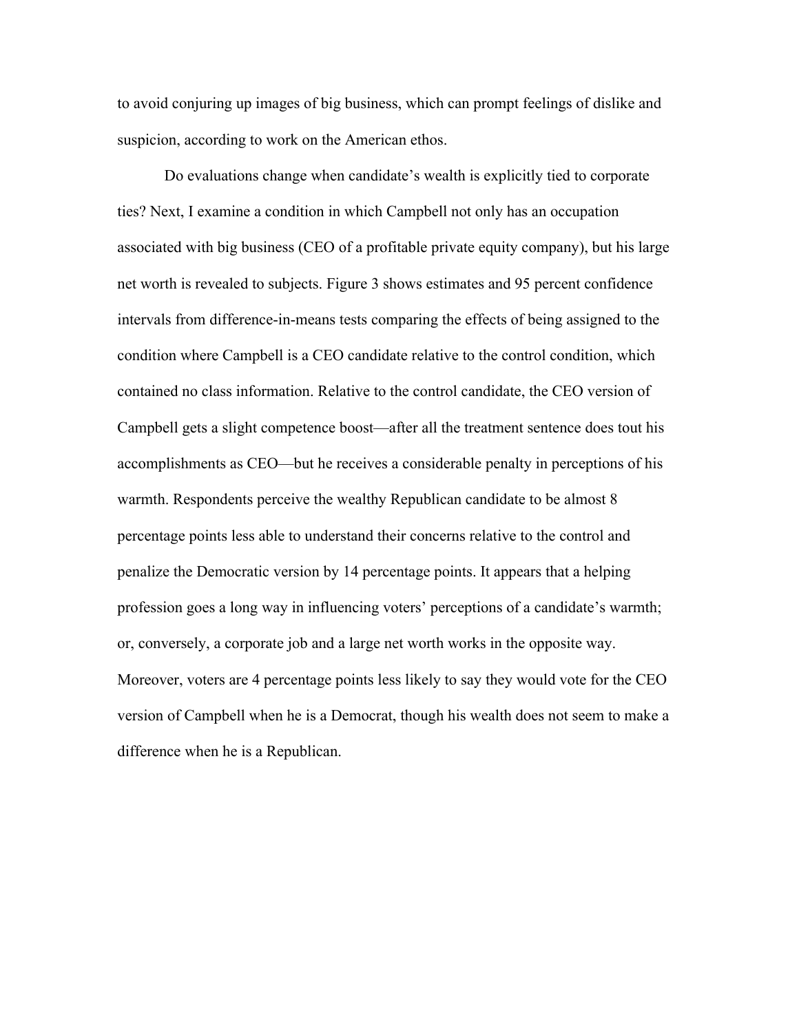to avoid conjuring up images of big business, which can prompt feelings of dislike and suspicion, according to work on the American ethos.

Do evaluations change when candidate's wealth is explicitly tied to corporate ties? Next, I examine a condition in which Campbell not only has an occupation associated with big business (CEO of a profitable private equity company), but his large net worth is revealed to subjects. Figure 3 shows estimates and 95 percent confidence intervals from difference-in-means tests comparing the effects of being assigned to the condition where Campbell is a CEO candidate relative to the control condition, which contained no class information. Relative to the control candidate, the CEO version of Campbell gets a slight competence boost—after all the treatment sentence does tout his accomplishments as CEO—but he receives a considerable penalty in perceptions of his warmth. Respondents perceive the wealthy Republican candidate to be almost 8 percentage points less able to understand their concerns relative to the control and penalize the Democratic version by 14 percentage points. It appears that a helping profession goes a long way in influencing voters' perceptions of a candidate's warmth; or, conversely, a corporate job and a large net worth works in the opposite way. Moreover, voters are 4 percentage points less likely to say they would vote for the CEO version of Campbell when he is a Democrat, though his wealth does not seem to make a difference when he is a Republican.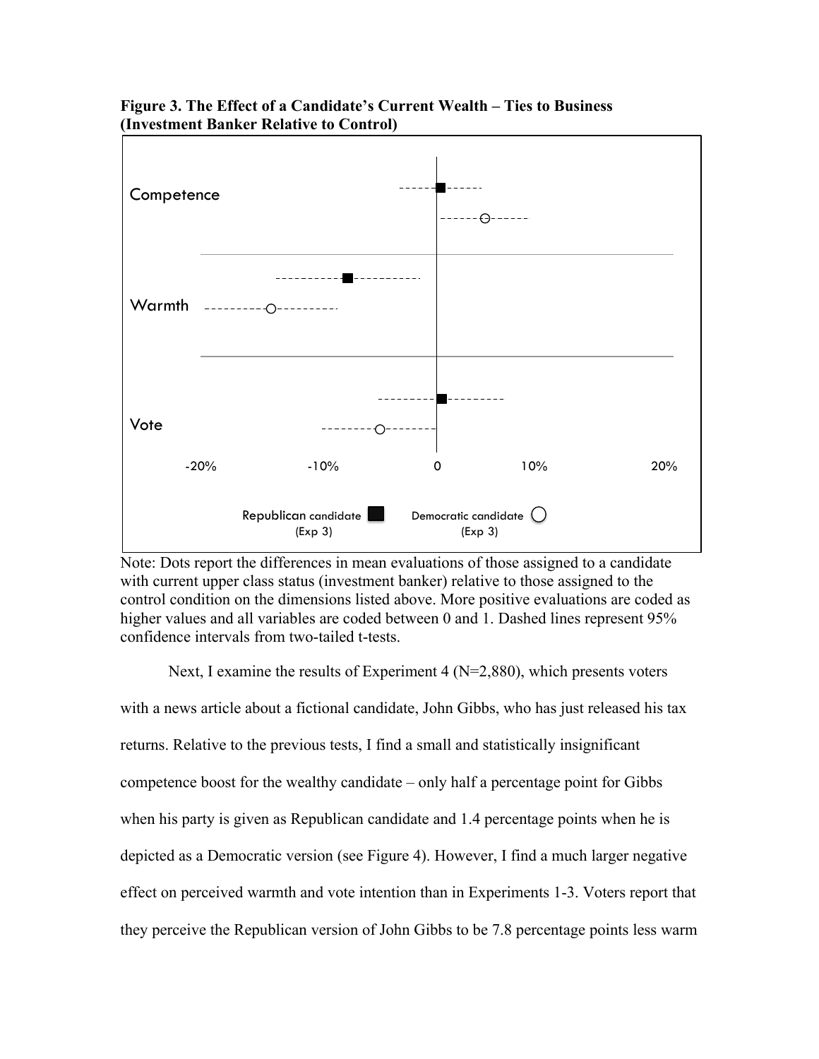**Figure 3. The Effect of a Candidate's Current Wealth – Ties to Business (Investment Banker Relative to Control)**

Note: Dots report the differences in mean evaluations of those assigned to a candidate with current upper class status (investment banker) relative to those assigned to the control condition on the dimensions listed above. More positive evaluations are coded as higher values and all variables are coded between 0 and 1. Dashed lines represent 95% confidence intervals from two-tailed t-tests.

Next, I examine the results of Experiment 4 (N=2,880), which presents voters with a news article about a fictional candidate, John Gibbs, who has just released his tax returns. Relative to the previous tests, I find a small and statistically insignificant competence boost for the wealthy candidate – only half a percentage point for Gibbs when his party is given as Republican candidate and 1.4 percentage points when he is depicted as a Democratic version (see Figure 4). However, I find a much larger negative effect on perceived warmth and vote intention than in Experiments 1-3. Voters report that they perceive the Republican version of John Gibbs to be 7.8 percentage points less warm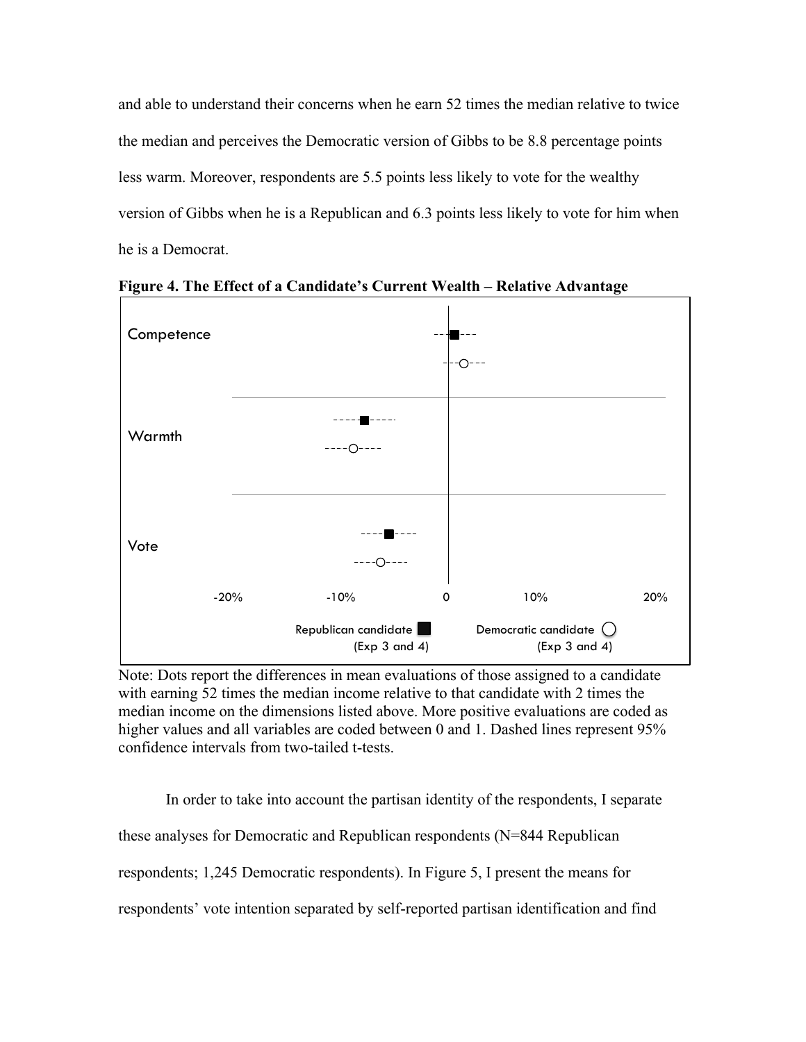and able to understand their concerns when he earn 52 times the median relative to twice the median and perceives the Democratic version of Gibbs to be 8.8 percentage points less warm. Moreover, respondents are 5.5 points less likely to vote for the wealthy version of Gibbs when he is a Republican and 6.3 points less likely to vote for him when he is a Democrat.

**Figure 4. The Effect of a Candidate's Current Wealth – Relative Advantage**

Note: Dots report the differences in mean evaluations of those assigned to a candidate with earning 52 times the median income relative to that candidate with 2 times the median income on the dimensions listed above. More positive evaluations are coded as higher values and all variables are coded between 0 and 1. Dashed lines represent 95% confidence intervals from two-tailed t-tests.

In order to take into account the partisan identity of the respondents, I separate these analyses for Democratic and Republican respondents (N=844 Republican respondents; 1,245 Democratic respondents). In Figure 5, I present the means for respondents' vote intention separated by self-reported partisan identification and find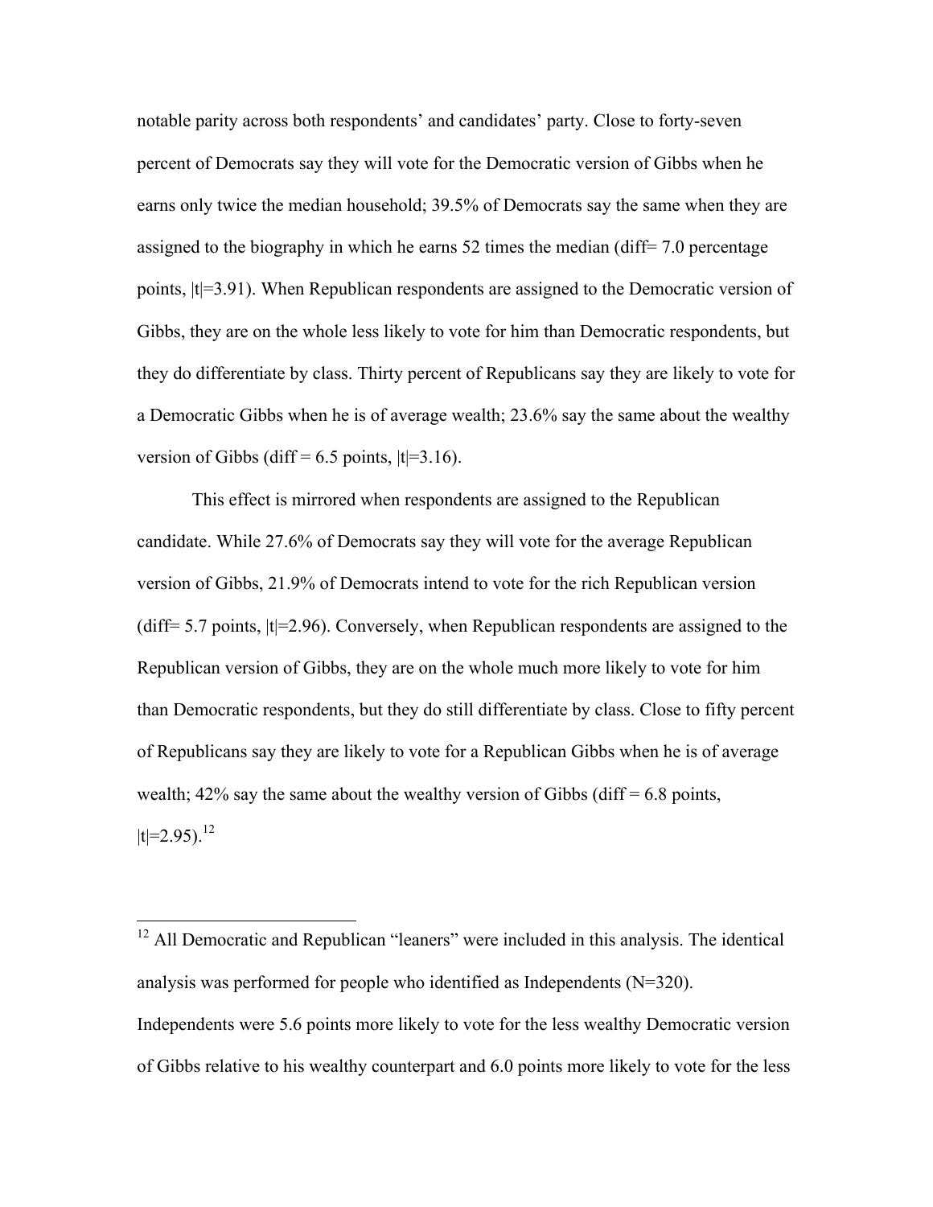notable parity across both respondents' and candidates' party. Close to forty-seven percent of Democrats say they will vote for the Democratic version of Gibbs when he earns only twice the median household; 39.5% of Democrats say the same when they are assigned to the biography in which he earns 52 times the median (diff= 7.0 percentage points, |t|=3.91). When Republican respondents are assigned to the Democratic version of Gibbs, they are on the whole less likely to vote for him than Democratic respondents, but they do differentiate by class. Thirty percent of Republicans say they are likely to vote for a Democratic Gibbs when he is of average wealth; 23.6% say the same about the wealthy version of Gibbs (diff = 6.5 points, |t|=3.16).

This effect is mirrored when respondents are assigned to the Republican candidate. While 27.6% of Democrats say they will vote for the average Republican version of Gibbs, 21.9% of Democrats intend to vote for the rich Republican version (diff= 5.7 points, |t|=2.96). Conversely, when Republican respondents are assigned to the Republican version of Gibbs, they are on the whole much more likely to vote for him than Democratic respondents, but they do still differentiate by class. Close to fifty percent of Republicans say they are likely to vote for a Republican Gibbs when he is of average wealth; 42% say the same about the wealthy version of Gibbs (diff = 6.8 points, |t|=2.95).[12]

---

[12] All Democratic and Republican "leaners" were included in this analysis. The identical analysis was performed for people who identified as Independents (N=320). Independents were 5.6 points more likely to vote for the less wealthy Democratic version of Gibbs relative to his wealthy counterpart and 6.0 points more likely to vote for the less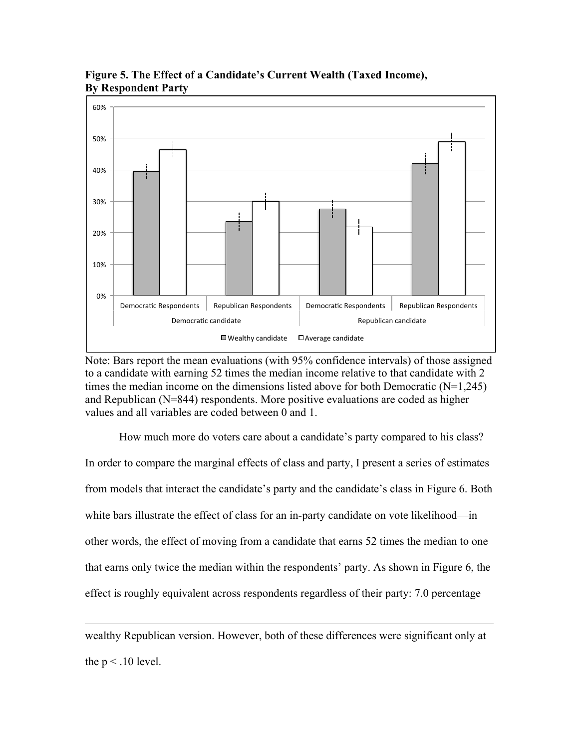**Figure 5. The Effect of a Candidate's Current Wealth (Taxed Income), By Respondent Party**

Note: Bars report the mean evaluations (with 95% confidence intervals) of those assigned to a candidate with earning 52 times the median income relative to that candidate with 2 times the median income on the dimensions listed above for both Democratic (N=1,245) and Republican (N=844) respondents. More positive evaluations are coded as higher values and all variables are coded between 0 and 1.

How much more do voters care about a candidate's party compared to his class? In order to compare the marginal effects of class and party, I present a series of estimates from models that interact the candidate's party and the candidate's class in Figure 6. Both white bars illustrate the effect of class for an in-party candidate on vote likelihood—in other words, the effect of moving from a candidate that earns 52 times the median to one that earns only twice the median within the respondents' party. As shown in Figure 6, the effect is roughly equivalent across respondents regardless of their party: 7.0 percentage

---

wealthy Republican version. However, both of these differences were significant only at the $p < .10$ level.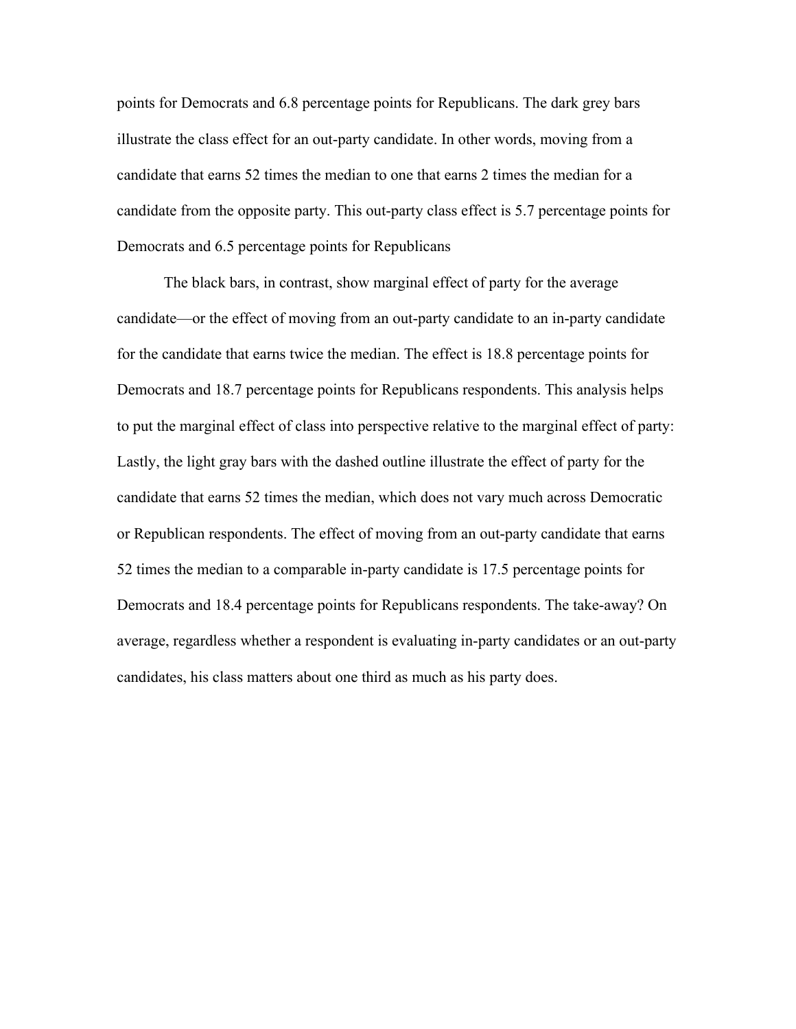points for Democrats and 6.8 percentage points for Republicans. The dark grey bars illustrate the class effect for an out-party candidate. In other words, moving from a candidate that earns 52 times the median to one that earns 2 times the median for a candidate from the opposite party. This out-party class effect is 5.7 percentage points for Democrats and 6.5 percentage points for Republicans

The black bars, in contrast, show marginal effect of party for the average candidate—or the effect of moving from an out-party candidate to an in-party candidate for the candidate that earns twice the median. The effect is 18.8 percentage points for Democrats and 18.7 percentage points for Republicans respondents. This analysis helps to put the marginal effect of class into perspective relative to the marginal effect of party: Lastly, the light gray bars with the dashed outline illustrate the effect of party for the candidate that earns 52 times the median, which does not vary much across Democratic or Republican respondents. The effect of moving from an out-party candidate that earns 52 times the median to a comparable in-party candidate is 17.5 percentage points for Democrats and 18.4 percentage points for Republicans respondents. The take-away? On average, regardless whether a respondent is evaluating in-party candidates or an out-party candidates, his class matters about one third as much as his party does.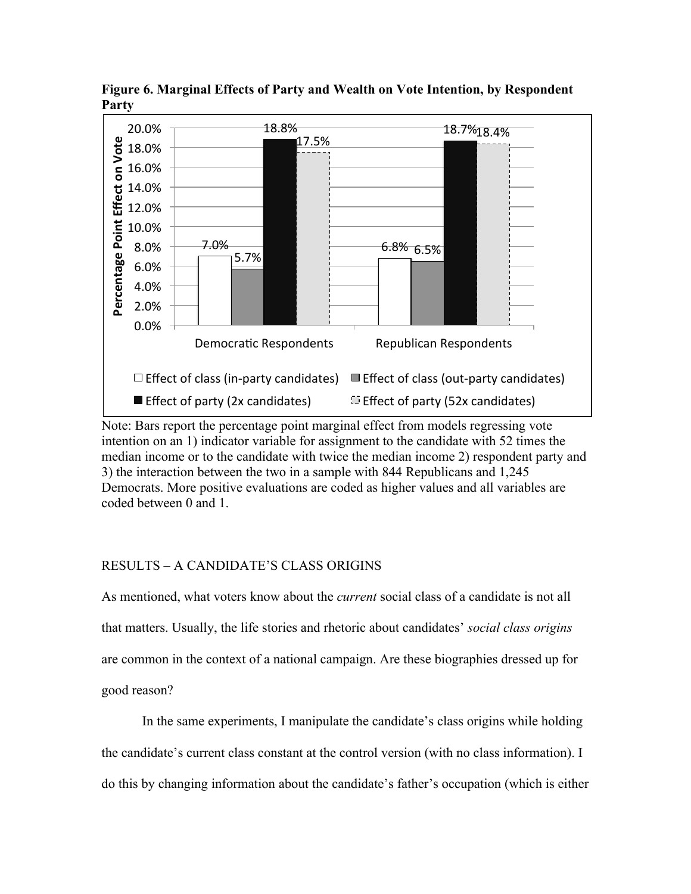**Figure 6. Marginal Effects of Party and Wealth on Vote Intention, by Respondent Party**

| | Effect of class (in-party candidates) | Effect of class (out-party candidates) | Effect of party (2x candidates) | Effect of party (52x candidates) |
|---|---|---|---|---|
| Democratic Respondents | 7.0% | 5.7% | 18.8% | 17.5% |
| Republican Respondents | 6.8% | 6.5% | 18.7% | 18.4% |

Note: Bars report the percentage point marginal effect from models regressing vote intention on an 1) indicator variable for assignment to the candidate with 52 times the median income or to the candidate with twice the median income 2) respondent party and 3) the interaction between the two in a sample with 844 Republicans and 1,245 Democrats. More positive evaluations are coded as higher values and all variables are coded between 0 and 1.

## RESULTS – A CANDIDATE'S CLASS ORIGINS

As mentioned, what voters know about the *current* social class of a candidate is not all that matters. Usually, the life stories and rhetoric about candidates' *social class origins* are common in the context of a national campaign. Are these biographies dressed up for good reason?

In the same experiments, I manipulate the candidate's class origins while holding the candidate's current class constant at the control version (with no class information). I do this by changing information about the candidate's father's occupation (which is either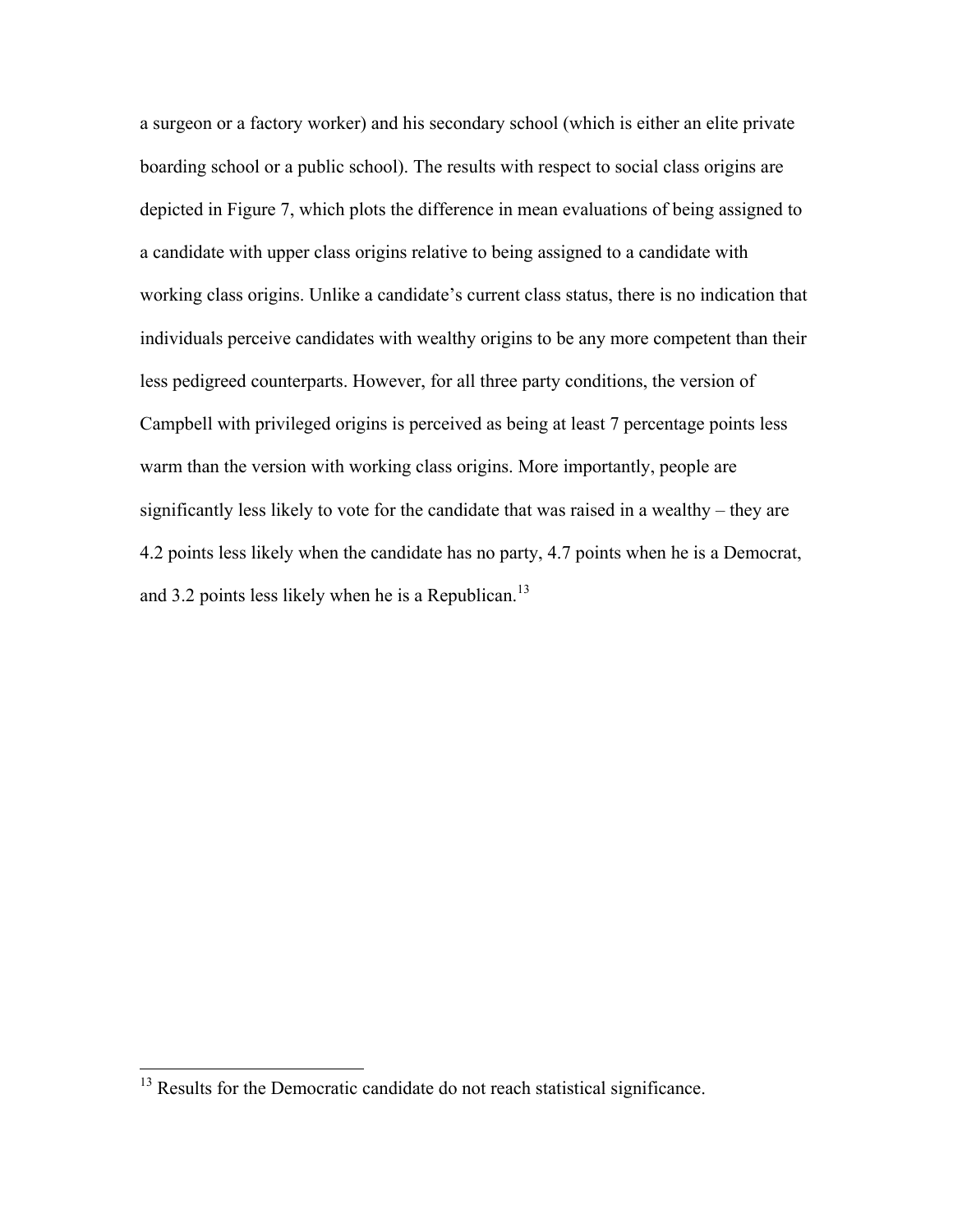a surgeon or a factory worker) and his secondary school (which is either an elite private boarding school or a public school). The results with respect to social class origins are depicted in Figure 7, which plots the difference in mean evaluations of being assigned to a candidate with upper class origins relative to being assigned to a candidate with working class origins. Unlike a candidate's current class status, there is no indication that individuals perceive candidates with wealthy origins to be any more competent than their less pedigreed counterparts. However, for all three party conditions, the version of Campbell with privileged origins is perceived as being at least 7 percentage points less warm than the version with working class origins. More importantly, people are significantly less likely to vote for the candidate that was raised in a wealthy – they are 4.2 points less likely when the candidate has no party, 4.7 points when he is a Democrat, and 3.2 points less likely when he is a Republican.[13]

---

[13] Results for the Democratic candidate do not reach statistical significance.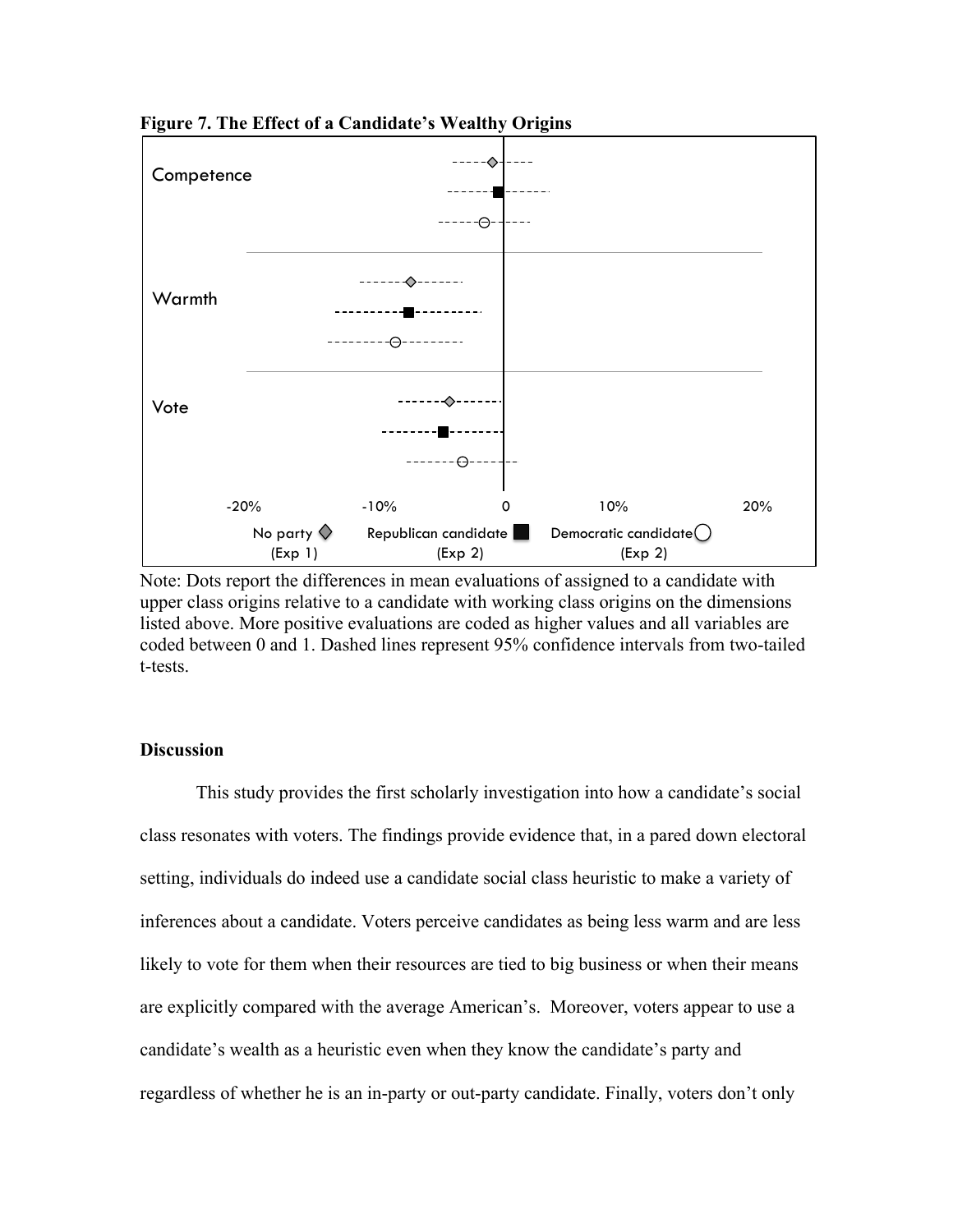**Figure 7. The Effect of a Candidate's Wealthy Origins**

Note: Dots report the differences in mean evaluations of assigned to a candidate with upper class origins relative to a candidate with working class origins on the dimensions listed above. More positive evaluations are coded as higher values and all variables are coded between 0 and 1. Dashed lines represent 95% confidence intervals from two-tailed t-tests.

### Discussion

This study provides the first scholarly investigation into how a candidate's social class resonates with voters. The findings provide evidence that, in a pared down electoral setting, individuals do indeed use a candidate social class heuristic to make a variety of inferences about a candidate. Voters perceive candidates as being less warm and are less likely to vote for them when their resources are tied to big business or when their means are explicitly compared with the average American's. Moreover, voters appear to use a candidate's wealth as a heuristic even when they know the candidate's party and regardless of whether he is an in-party or out-party candidate. Finally, voters don't only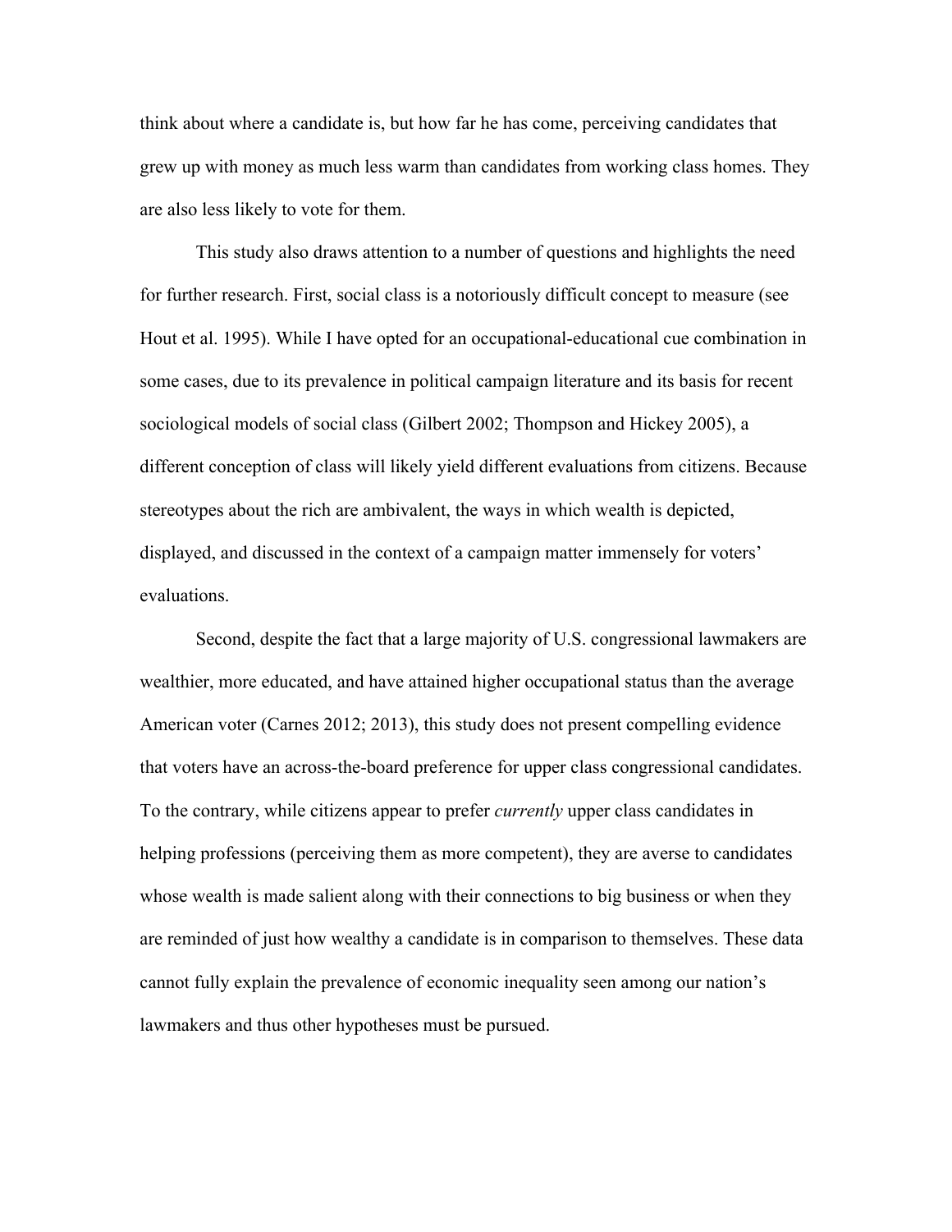think about where a candidate is, but how far he has come, perceiving candidates that grew up with money as much less warm than candidates from working class homes. They are also less likely to vote for them.

This study also draws attention to a number of questions and highlights the need for further research. First, social class is a notoriously difficult concept to measure (see Hout et al. 1995). While I have opted for an occupational-educational cue combination in some cases, due to its prevalence in political campaign literature and its basis for recent sociological models of social class (Gilbert 2002; Thompson and Hickey 2005), a different conception of class will likely yield different evaluations from citizens. Because stereotypes about the rich are ambivalent, the ways in which wealth is depicted, displayed, and discussed in the context of a campaign matter immensely for voters' evaluations.

Second, despite the fact that a large majority of U.S. congressional lawmakers are wealthier, more educated, and have attained higher occupational status than the average American voter (Carnes 2012; 2013), this study does not present compelling evidence that voters have an across-the-board preference for upper class congressional candidates. To the contrary, while citizens appear to prefer *currently* upper class candidates in helping professions (perceiving them as more competent), they are averse to candidates whose wealth is made salient along with their connections to big business or when they are reminded of just how wealthy a candidate is in comparison to themselves. These data cannot fully explain the prevalence of economic inequality seen among our nation's lawmakers and thus other hypotheses must be pursued.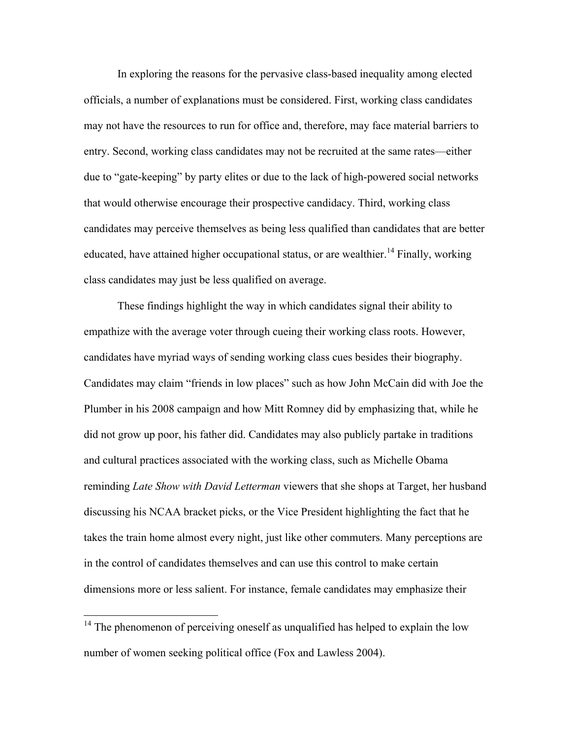In exploring the reasons for the pervasive class-based inequality among elected officials, a number of explanations must be considered. First, working class candidates may not have the resources to run for office and, therefore, may face material barriers to entry. Second, working class candidates may not be recruited at the same rates—either due to "gate-keeping" by party elites or due to the lack of high-powered social networks that would otherwise encourage their prospective candidacy. Third, working class candidates may perceive themselves as being less qualified than candidates that are better educated, have attained higher occupational status, or are wealthier.[14] Finally, working class candidates may just be less qualified on average.

These findings highlight the way in which candidates signal their ability to empathize with the average voter through cueing their working class roots. However, candidates have myriad ways of sending working class cues besides their biography. Candidates may claim "friends in low places" such as how John McCain did with Joe the Plumber in his 2008 campaign and how Mitt Romney did by emphasizing that, while he did not grow up poor, his father did. Candidates may also publicly partake in traditions and cultural practices associated with the working class, such as Michelle Obama reminding *Late Show with David Letterman* viewers that she shops at Target, her husband discussing his NCAA bracket picks, or the Vice President highlighting the fact that he takes the train home almost every night, just like other commuters. Many perceptions are in the control of candidates themselves and can use this control to make certain dimensions more or less salient. For instance, female candidates may emphasize their

[14] The phenomenon of perceiving oneself as unqualified has helped to explain the low number of women seeking political office (Fox and Lawless 2004).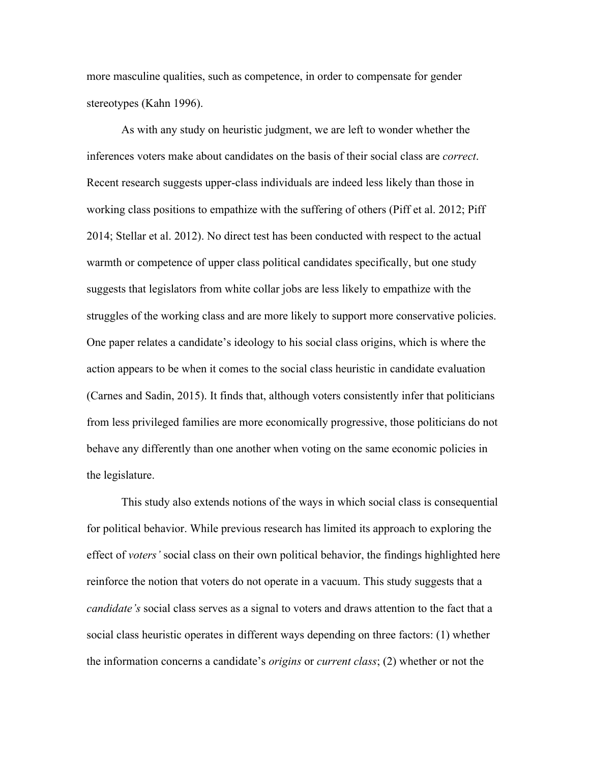more masculine qualities, such as competence, in order to compensate for gender stereotypes (Kahn 1996).

As with any study on heuristic judgment, we are left to wonder whether the inferences voters make about candidates on the basis of their social class are *correct*. Recent research suggests upper-class individuals are indeed less likely than those in working class positions to empathize with the suffering of others (Piff et al. 2012; Piff 2014; Stellar et al. 2012). No direct test has been conducted with respect to the actual warmth or competence of upper class political candidates specifically, but one study suggests that legislators from white collar jobs are less likely to empathize with the struggles of the working class and are more likely to support more conservative policies. One paper relates a candidate's ideology to his social class origins, which is where the action appears to be when it comes to the social class heuristic in candidate evaluation (Carnes and Sadin, 2015). It finds that, although voters consistently infer that politicians from less privileged families are more economically progressive, those politicians do not behave any differently than one another when voting on the same economic policies in the legislature.

This study also extends notions of the ways in which social class is consequential for political behavior. While previous research has limited its approach to exploring the effect of *voters'* social class on their own political behavior, the findings highlighted here reinforce the notion that voters do not operate in a vacuum. This study suggests that a *candidate's* social class serves as a signal to voters and draws attention to the fact that a social class heuristic operates in different ways depending on three factors: (1) whether the information concerns a candidate's *origins* or *current class*; (2) whether or not the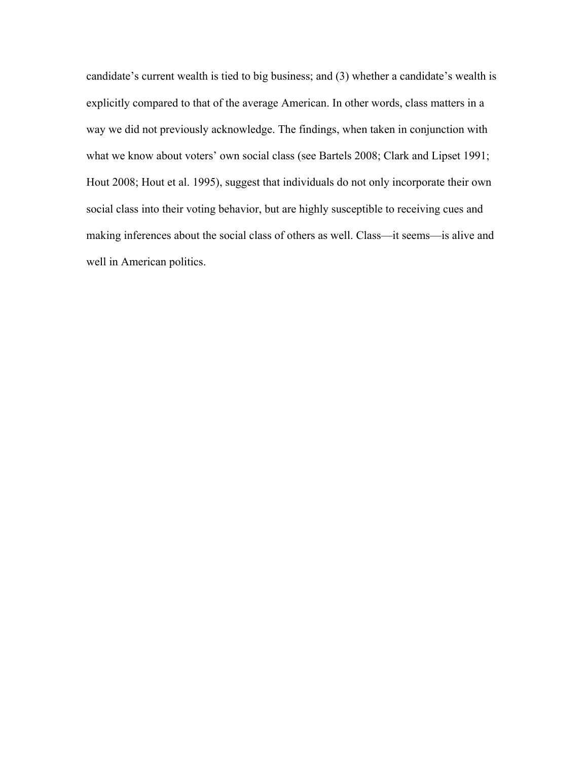candidate's current wealth is tied to big business; and (3) whether a candidate's wealth is explicitly compared to that of the average American. In other words, class matters in a way we did not previously acknowledge. The findings, when taken in conjunction with what we know about voters' own social class (see Bartels 2008; Clark and Lipset 1991; Hout 2008; Hout et al. 1995), suggest that individuals do not only incorporate their own social class into their voting behavior, but are highly susceptible to receiving cues and making inferences about the social class of others as well. Class—it seems—is alive and well in American politics.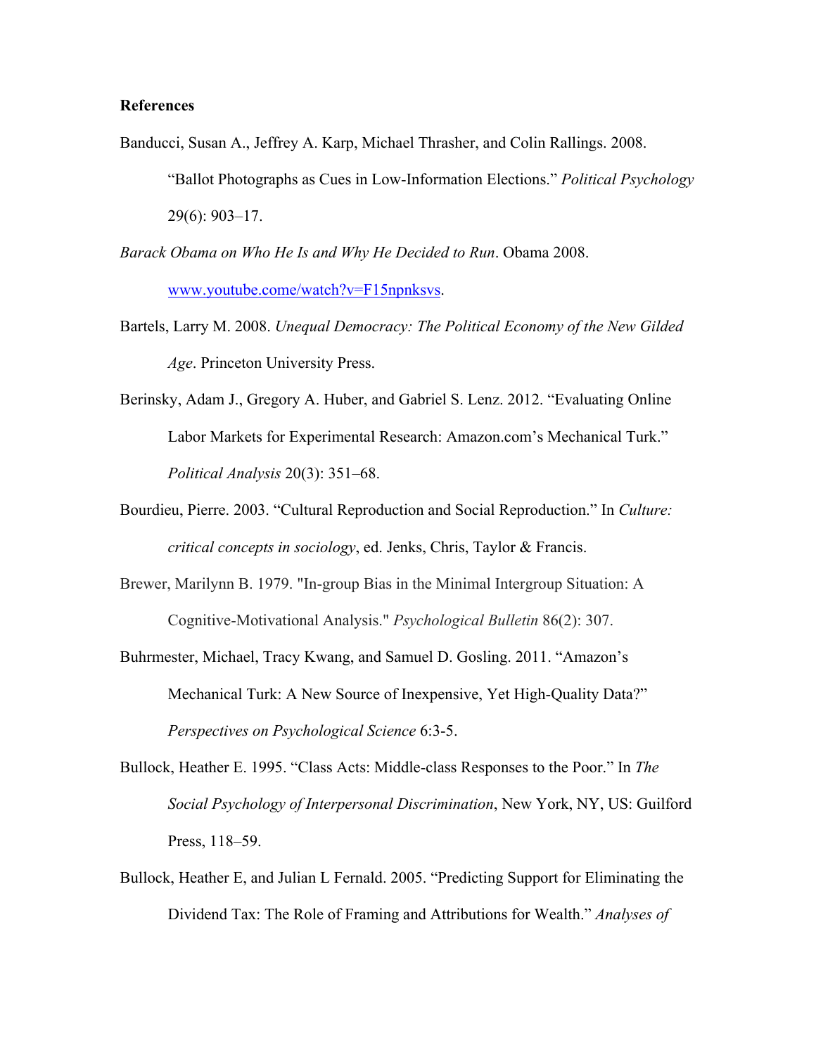**References**

Banducci, Susan A., Jeffrey A. Karp, Michael Thrasher, and Colin Rallings. 2008. “Ballot Photographs as Cues in Low-Information Elections.” *Political Psychology* 29(6): 903–17.

*Barack Obama on Who He Is and Why He Decided to Run*. Obama 2008. [www.youtube.com/watch?v=F15npnksvs](www.youtube.com/watch?v=F15npnksvs).

Bartels, Larry M. 2008. *Unequal Democracy: The Political Economy of the New Gilded Age*. Princeton University Press.

Berinsky, Adam J., Gregory A. Huber, and Gabriel S. Lenz. 2012. “Evaluating Online Labor Markets for Experimental Research: Amazon.com’s Mechanical Turk.” *Political Analysis* 20(3): 351–68.

Bourdieu, Pierre. 2003. “Cultural Reproduction and Social Reproduction.” In *Culture: critical concepts in sociology*, ed. Jenks, Chris, Taylor & Francis.

Brewer, Marilynn B. 1979. "In-group Bias in the Minimal Intergroup Situation: A Cognitive-Motivational Analysis." *Psychological Bulletin* 86(2): 307.

Buhrmester, Michael, Tracy Kwang, and Samuel D. Gosling. 2011. “Amazon’s Mechanical Turk: A New Source of Inexpensive, Yet High-Quality Data?” *Perspectives on Psychological Science* 6:3-5.

Bullock, Heather E. 1995. “Class Acts: Middle-class Responses to the Poor.” In *The Social Psychology of Interpersonal Discrimination*, New York, NY, US: Guilford Press, 118–59.

Bullock, Heather E, and Julian L Fernald. 2005. “Predicting Support for Eliminating the Dividend Tax: The Role of Framing and Attributions for Wealth.” *Analyses of*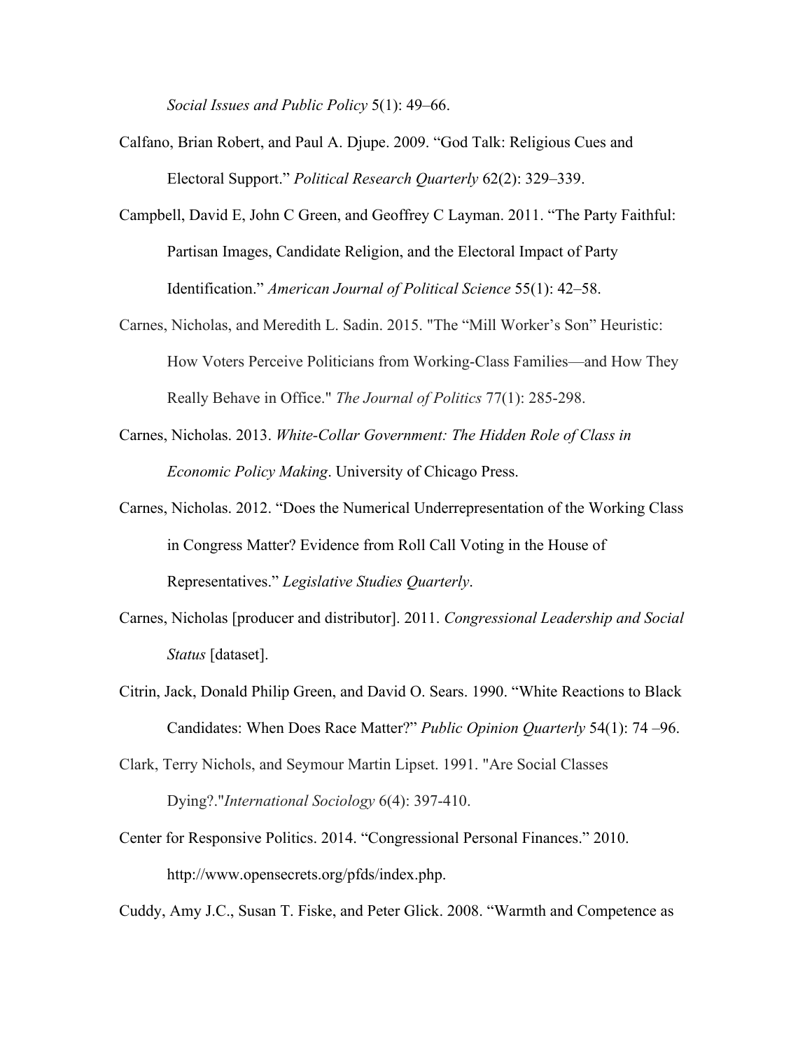*Social Issues and Public Policy* 5(1): 49–66.

Calfano, Brian Robert, and Paul A. Djupe. 2009. "God Talk: Religious Cues and Electoral Support." *Political Research Quarterly* 62(2): 329–339.

Campbell, David E, John C Green, and Geoffrey C Layman. 2011. "The Party Faithful: Partisan Images, Candidate Religion, and the Electoral Impact of Party Identification." *American Journal of Political Science* 55(1): 42–58.

Carnes, Nicholas, and Meredith L. Sadin. 2015. "The "Mill Worker's Son" Heuristic: How Voters Perceive Politicians from Working-Class Families—and How They Really Behave in Office." *The Journal of Politics* 77(1): 285-298.

Carnes, Nicholas. 2013. *White-Collar Government: The Hidden Role of Class in Economic Policy Making*. University of Chicago Press.

Carnes, Nicholas. 2012. "Does the Numerical Underrepresentation of the Working Class in Congress Matter? Evidence from Roll Call Voting in the House of Representatives." *Legislative Studies Quarterly*.

Carnes, Nicholas [producer and distributor]. 2011. *Congressional Leadership and Social Status* [dataset].

Citrin, Jack, Donald Philip Green, and David O. Sears. 1990. "White Reactions to Black Candidates: When Does Race Matter?" *Public Opinion Quarterly* 54(1): 74 –96.

Clark, Terry Nichols, and Seymour Martin Lipset. 1991. "Are Social Classes Dying?."*International Sociology* 6(4): 397-410.

Center for Responsive Politics. 2014. "Congressional Personal Finances." 2010. http://www.opensecrets.org/pfds/index.php.

Cuddy, Amy J.C., Susan T. Fiske, and Peter Glick. 2008. "Warmth and Competence as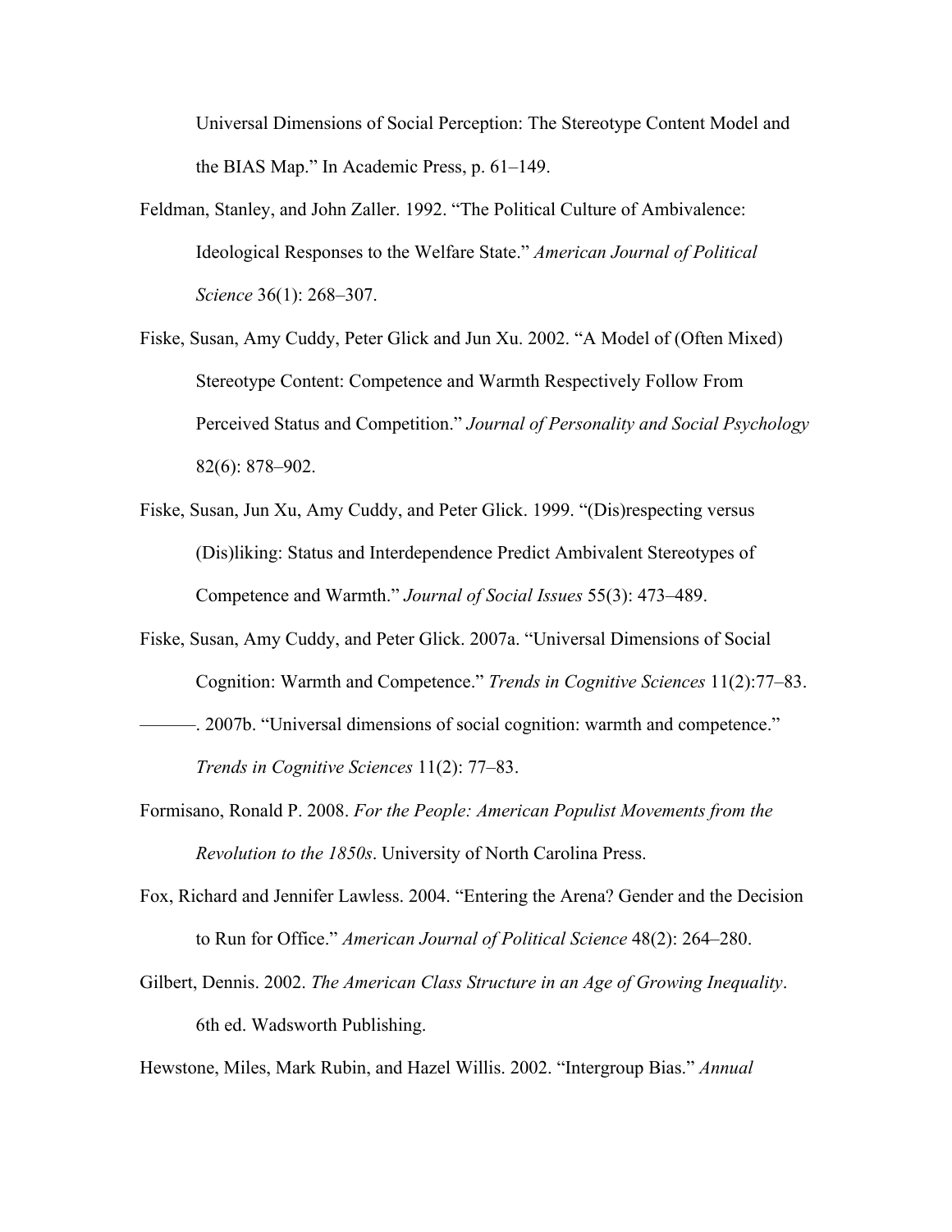Universal Dimensions of Social Perception: The Stereotype Content Model and the BIAS Map." In Academic Press, p. 61–149.

Feldman, Stanley, and John Zaller. 1992. "The Political Culture of Ambivalence: Ideological Responses to the Welfare State." *American Journal of Political Science* 36(1): 268–307.

Fiske, Susan, Amy Cuddy, Peter Glick and Jun Xu. 2002. "A Model of (Often Mixed) Stereotype Content: Competence and Warmth Respectively Follow From Perceived Status and Competition." *Journal of Personality and Social Psychology* 82(6): 878–902.

Fiske, Susan, Jun Xu, Amy Cuddy, and Peter Glick. 1999. "(Dis)respecting versus (Dis)liking: Status and Interdependence Predict Ambivalent Stereotypes of Competence and Warmth." *Journal of Social Issues* 55(3): 473–489.

Fiske, Susan, Amy Cuddy, and Peter Glick. 2007a. "Universal Dimensions of Social Cognition: Warmth and Competence." *Trends in Cognitive Sciences* 11(2):77–83.

———. 2007b. "Universal dimensions of social cognition: warmth and competence." *Trends in Cognitive Sciences* 11(2): 77–83.

Formisano, Ronald P. 2008. *For the People: American Populist Movements from the Revolution to the 1850s*. University of North Carolina Press.

Fox, Richard and Jennifer Lawless. 2004. "Entering the Arena? Gender and the Decision to Run for Office." *American Journal of Political Science* 48(2): 264–280.

Gilbert, Dennis. 2002. *The American Class Structure in an Age of Growing Inequality*. 6th ed. Wadsworth Publishing.

Hewstone, Miles, Mark Rubin, and Hazel Willis. 2002. "Intergroup Bias." *Annual*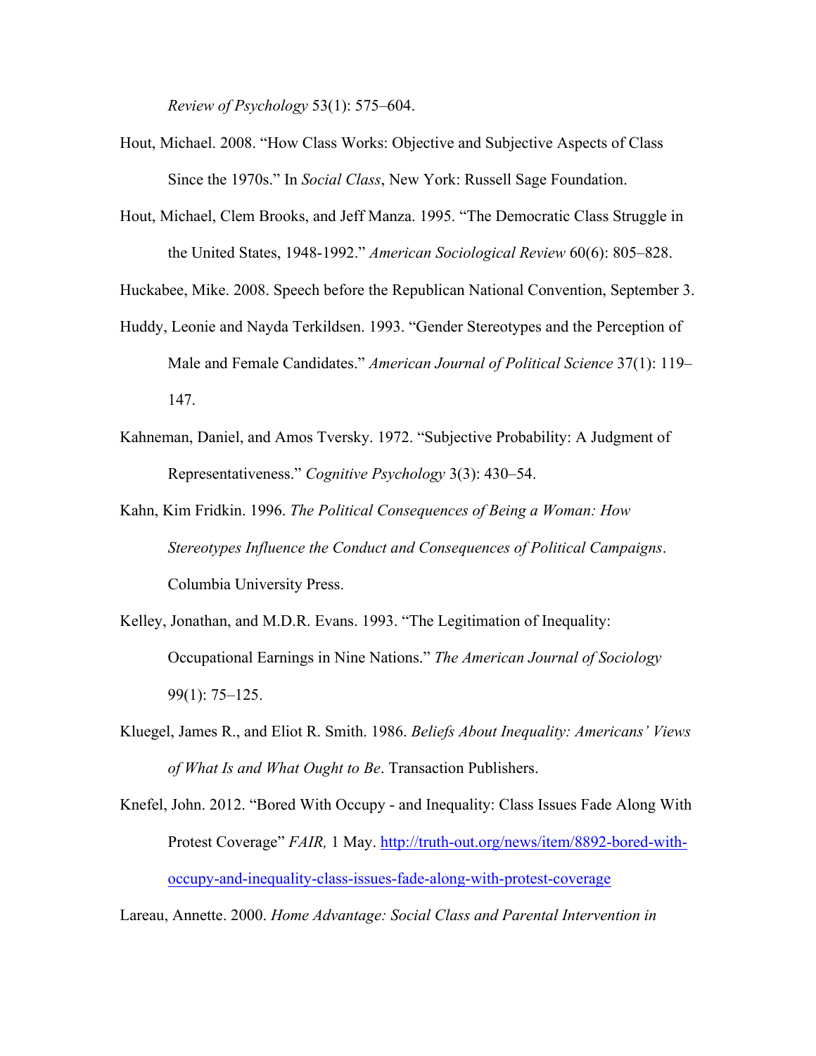*Review of Psychology* 53(1): 575–604.

Hout, Michael. 2008. "How Class Works: Objective and Subjective Aspects of Class Since the 1970s." In *Social Class*, New York: Russell Sage Foundation.

Hout, Michael, Clem Brooks, and Jeff Manza. 1995. "The Democratic Class Struggle in the United States, 1948-1992." *American Sociological Review* 60(6): 805–828.

Huckabee, Mike. 2008. Speech before the Republican National Convention, September 3.

Huddy, Leonie and Nayda Terkildsen. 1993. "Gender Stereotypes and the Perception of Male and Female Candidates." *American Journal of Political Science* 37(1): 119–147.

Kahneman, Daniel, and Amos Tversky. 1972. "Subjective Probability: A Judgment of Representativeness." *Cognitive Psychology* 3(3): 430–54.

Kahn, Kim Fridkin. 1996. *The Political Consequences of Being a Woman: How Stereotypes Influence the Conduct and Consequences of Political Campaigns*. Columbia University Press.

Kelley, Jonathan, and M.D.R. Evans. 1993. "The Legitimation of Inequality: Occupational Earnings in Nine Nations." *The American Journal of Sociology* 99(1): 75–125.

Kluegel, James R., and Eliot R. Smith. 1986. *Beliefs About Inequality: Americans' Views of What Is and What Ought to Be*. Transaction Publishers.

Knefel, John. 2012. "Bored With Occupy - and Inequality: Class Issues Fade Along With Protest Coverage" *FAIR,* 1 May. http://truth-out.org/news/item/8892-bored-with-occupy-and-inequality-class-issues-fade-along-with-protest-coverage

Lareau, Annette. 2000. *Home Advantage: Social Class and Parental Intervention in*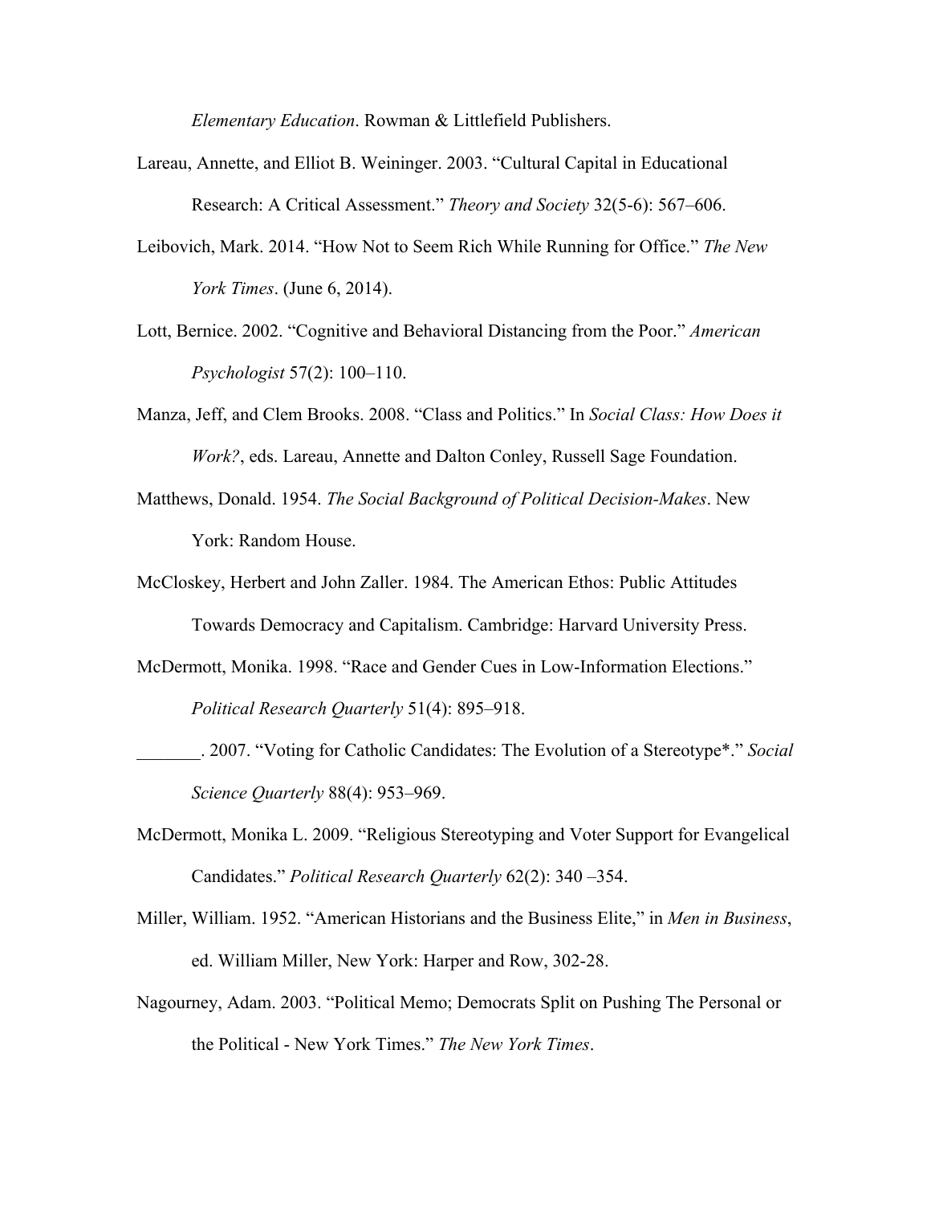*Elementary Education*. Rowman & Littlefield Publishers.

Lareau, Annette, and Elliot B. Weininger. 2003. "Cultural Capital in Educational Research: A Critical Assessment." *Theory and Society* 32(5-6): 567–606.

Leibovich, Mark. 2014. "How Not to Seem Rich While Running for Office." *The New York Times*. (June 6, 2014).

Lott, Bernice. 2002. "Cognitive and Behavioral Distancing from the Poor." *American Psychologist* 57(2): 100–110.

Manza, Jeff, and Clem Brooks. 2008. "Class and Politics." In *Social Class: How Does it Work?*, eds. Lareau, Annette and Dalton Conley, Russell Sage Foundation.

Matthews, Donald. 1954. *The Social Background of Political Decision-Makes*. New York: Random House.

McCloskey, Herbert and John Zaller. 1984. The American Ethos: Public Attitudes Towards Democracy and Capitalism. Cambridge: Harvard University Press.

McDermott, Monika. 1998. "Race and Gender Cues in Low-Information Elections." *Political Research Quarterly* 51(4): 895–918.

_______. 2007. "Voting for Catholic Candidates: The Evolution of a Stereotype*." *Social Science Quarterly* 88(4): 953–969.

McDermott, Monika L. 2009. "Religious Stereotyping and Voter Support for Evangelical Candidates." *Political Research Quarterly* 62(2): 340 –354.

Miller, William. 1952. "American Historians and the Business Elite," in *Men in Business*, ed. William Miller, New York: Harper and Row, 302-28.

Nagourney, Adam. 2003. "Political Memo; Democrats Split on Pushing The Personal or the Political - New York Times." *The New York Times*.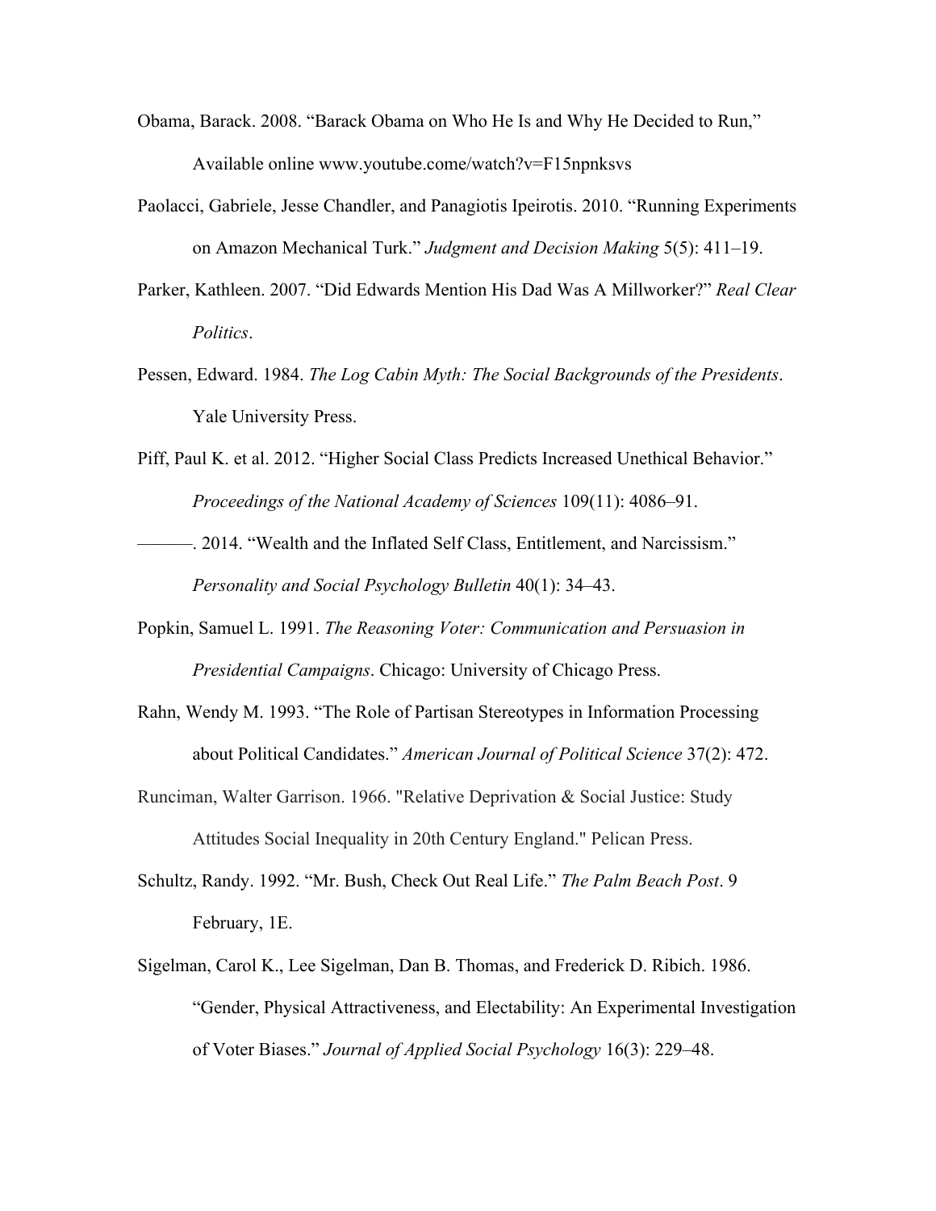Obama, Barack. 2008. "Barack Obama on Who He Is and Why He Decided to Run," Available online www.youtube.come/watch?v=F15npnksvs

Paolacci, Gabriele, Jesse Chandler, and Panagiotis Ipeirotis. 2010. "Running Experiments on Amazon Mechanical Turk." *Judgment and Decision Making* 5(5): 411–19.

Parker, Kathleen. 2007. "Did Edwards Mention His Dad Was A Millworker?" *Real Clear Politics*.

Pessen, Edward. 1984. *The Log Cabin Myth: The Social Backgrounds of the Presidents*. Yale University Press.

Piff, Paul K. et al. 2012. "Higher Social Class Predicts Increased Unethical Behavior." *Proceedings of the National Academy of Sciences* 109(11): 4086–91.

———. 2014. "Wealth and the Inflated Self Class, Entitlement, and Narcissism." *Personality and Social Psychology Bulletin* 40(1): 34–43.

Popkin, Samuel L. 1991. *The Reasoning Voter: Communication and Persuasion in Presidential Campaigns*. Chicago: University of Chicago Press.

Rahn, Wendy M. 1993. "The Role of Partisan Stereotypes in Information Processing about Political Candidates." *American Journal of Political Science* 37(2): 472.

Runciman, Walter Garrison. 1966. "Relative Deprivation & Social Justice: Study Attitudes Social Inequality in 20th Century England." Pelican Press.

Schultz, Randy. 1992. "Mr. Bush, Check Out Real Life." *The Palm Beach Post*. 9 February, 1E.

Sigelman, Carol K., Lee Sigelman, Dan B. Thomas, and Frederick D. Ribich. 1986. "Gender, Physical Attractiveness, and Electability: An Experimental Investigation of Voter Biases." *Journal of Applied Social Psychology* 16(3): 229–48.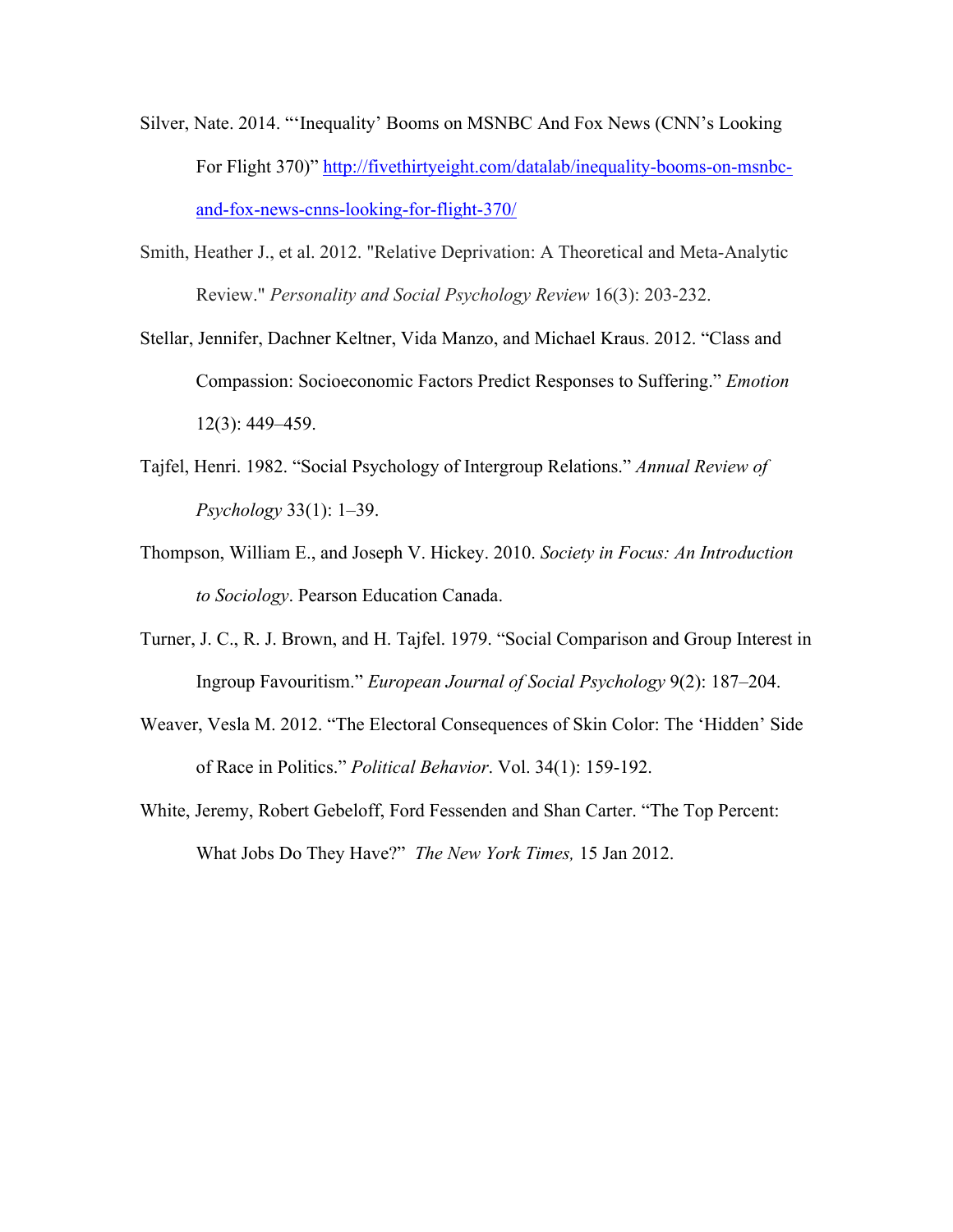Silver, Nate. 2014. "'Inequality' Booms on MSNBC And Fox News (CNN's Looking For Flight 370)" http://fivethirtyeight.com/datalab/inequality-booms-on-msnbc-and-fox-news-cnns-looking-for-flight-370/

Smith, Heather J., et al. 2012. "Relative Deprivation: A Theoretical and Meta-Analytic Review." *Personality and Social Psychology Review* 16(3): 203-232.

Stellar, Jennifer, Dachner Keltner, Vida Manzo, and Michael Kraus. 2012. "Class and Compassion: Socioeconomic Factors Predict Responses to Suffering." *Emotion* 12(3): 449–459.

Tajfel, Henri. 1982. "Social Psychology of Intergroup Relations." *Annual Review of Psychology* 33(1): 1–39.

Thompson, William E., and Joseph V. Hickey. 2010. *Society in Focus: An Introduction to Sociology*. Pearson Education Canada.

Turner, J. C., R. J. Brown, and H. Tajfel. 1979. "Social Comparison and Group Interest in Ingroup Favouritism." *European Journal of Social Psychology* 9(2): 187–204.

Weaver, Vesla M. 2012. "The Electoral Consequences of Skin Color: The 'Hidden' Side of Race in Politics." *Political Behavior*. Vol. 34(1): 159-192.

White, Jeremy, Robert Gebeloff, Ford Fessenden and Shan Carter. "The Top Percent: What Jobs Do They Have?" *The New York Times,* 15 Jan 2012.